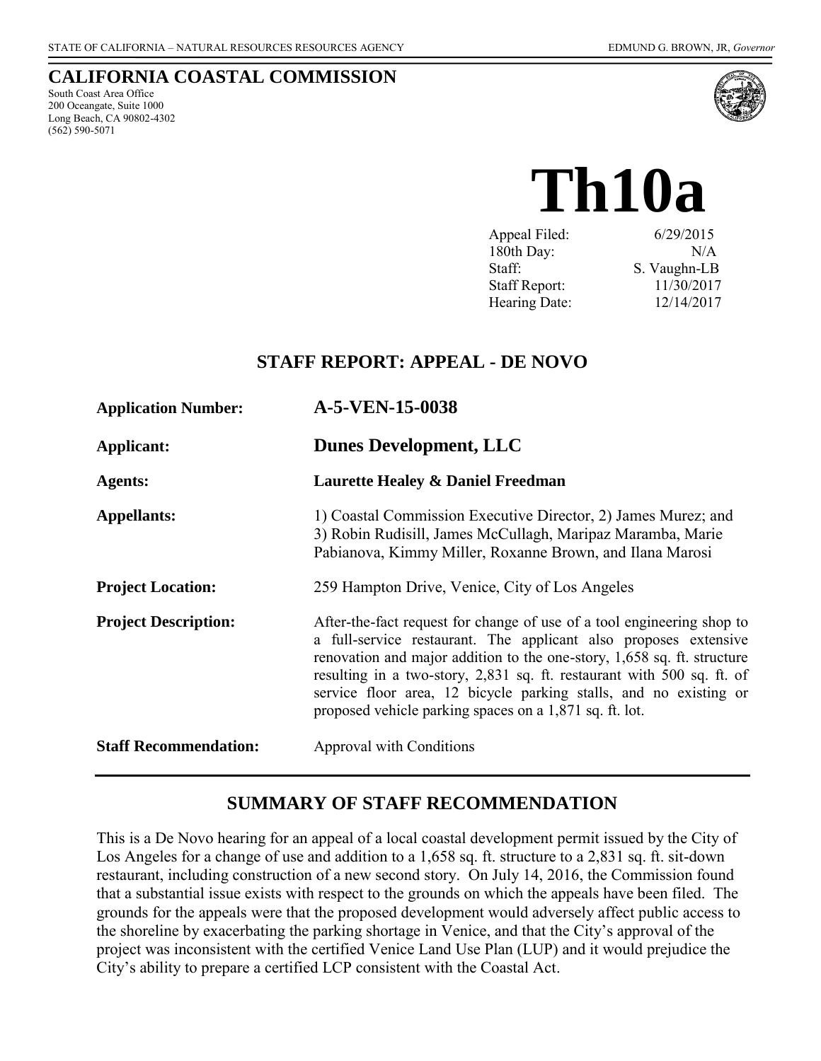STATE OF CALIFORNIA – NATURAL RESOURCES RESOURCES AGENCY EDMUND G. BROWN, JR, *Governor*

# CALIFORNIA COASTAL COMMISSION

South Coast Area Office
200 Oceangate, Suite 1000
Long Beach, CA 90802-4302
(562) 590-5071

# Th10a

| | |
|---|---|
| Appeal Filed: | 6/29/2015 |
| 180th Day: | N/A |
| Staff: | S. Vaughn-LB |
| Staff Report: | 11/30/2017 |
| Hearing Date: | 12/14/2017 |

## STAFF REPORT: APPEAL - DE NOVO

**Application Number:** **A-5-VEN-15-0038**

**Applicant:** **Dunes Development, LLC**

**Agents:** **Laurette Healey & Daniel Freedman**

**Appellants:** 1) Coastal Commission Executive Director, 2) James Murez; and 3) Robin Rudisill, James McCullagh, Maripaz Maramba, Marie Pabianova, Kimmy Miller, Roxanne Brown, and Ilana Marosi

**Project Location:** 259 Hampton Drive, Venice, City of Los Angeles

**Project Description:** After-the-fact request for change of use of a tool engineering shop to a full-service restaurant. The applicant also proposes extensive renovation and major addition to the one-story, 1,658 sq. ft. structure resulting in a two-story, 2,831 sq. ft. restaurant with 500 sq. ft. of service floor area, 12 bicycle parking stalls, and no existing or proposed vehicle parking spaces on a 1,871 sq. ft. lot.

**Staff Recommendation:** Approval with Conditions

## SUMMARY OF STAFF RECOMMENDATION

This is a De Novo hearing for an appeal of a local coastal development permit issued by the City of Los Angeles for a change of use and addition to a 1,658 sq. ft. structure to a 2,831 sq. ft. sit-down restaurant, including construction of a new second story. On July 14, 2016, the Commission found that a substantial issue exists with respect to the grounds on which the appeals have been filed. The grounds for the appeals were that the proposed development would adversely affect public access to the shoreline by exacerbating the parking shortage in Venice, and that the City's approval of the project was inconsistent with the certified Venice Land Use Plan (LUP) and it would prejudice the City's ability to prepare a certified LCP consistent with the Coastal Act.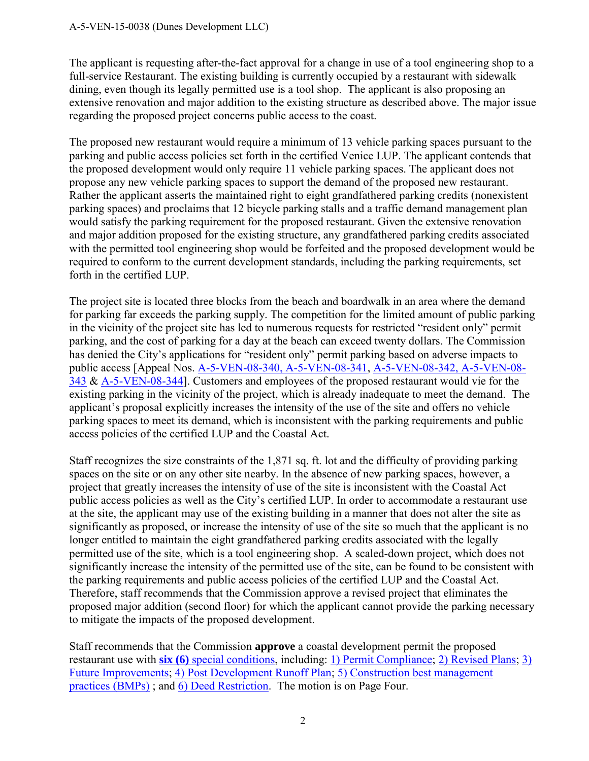The applicant is requesting after-the-fact approval for a change in use of a tool engineering shop to a full-service Restaurant. The existing building is currently occupied by a restaurant with sidewalk dining, even though its legally permitted use is a tool shop. The applicant is also proposing an extensive renovation and major addition to the existing structure as described above. The major issue regarding the proposed project concerns public access to the coast.

The proposed new restaurant would require a minimum of 13 vehicle parking spaces pursuant to the parking and public access policies set forth in the certified Venice LUP. The applicant contends that the proposed development would only require 11 vehicle parking spaces. The applicant does not propose any new vehicle parking spaces to support the demand of the proposed new restaurant. Rather the applicant asserts the maintained right to eight grandfathered parking credits (nonexistent parking spaces) and proclaims that 12 bicycle parking stalls and a traffic demand management plan would satisfy the parking requirement for the proposed restaurant. Given the extensive renovation and major addition proposed for the existing structure, any grandfathered parking credits associated with the permitted tool engineering shop would be forfeited and the proposed development would be required to conform to the current development standards, including the parking requirements, set forth in the certified LUP.

The project site is located three blocks from the beach and boardwalk in an area where the demand for parking far exceeds the parking supply. The competition for the limited amount of public parking in the vicinity of the project site has led to numerous requests for restricted "resident only" permit parking, and the cost of parking for a day at the beach can exceed twenty dollars. The Commission has denied the City's applications for "resident only" permit parking based on adverse impacts to public access [Appeal Nos. A-5-VEN-08-340, A-5-VEN-08-341, A-5-VEN-08-342, A-5-VEN-08-343 & A-5-VEN-08-344]. Customers and employees of the proposed restaurant would vie for the existing parking in the vicinity of the project, which is already inadequate to meet the demand. The applicant's proposal explicitly increases the intensity of the use of the site and offers no vehicle parking spaces to meet its demand, which is inconsistent with the parking requirements and public access policies of the certified LUP and the Coastal Act.

Staff recognizes the size constraints of the 1,871 sq. ft. lot and the difficulty of providing parking spaces on the site or on any other site nearby. In the absence of new parking spaces, however, a project that greatly increases the intensity of use of the site is inconsistent with the Coastal Act public access policies as well as the City's certified LUP. In order to accommodate a restaurant use at the site, the applicant may use of the existing building in a manner that does not alter the site as significantly as proposed, or increase the intensity of use of the site so much that the applicant is no longer entitled to maintain the eight grandfathered parking credits associated with the legally permitted use of the site, which is a tool engineering shop. A scaled-down project, which does not significantly increase the intensity of the permitted use of the site, can be found to be consistent with the parking requirements and public access policies of the certified LUP and the Coastal Act. Therefore, staff recommends that the Commission approve a revised project that eliminates the proposed major addition (second floor) for which the applicant cannot provide the parking necessary to mitigate the impacts of the proposed development.

Staff recommends that the Commission **approve** a coastal development permit the proposed restaurant use with **six (6)** special conditions, including: 1) Permit Compliance; 2) Revised Plans; 3) Future Improvements; 4) Post Development Runoff Plan; 5) Construction best management practices (BMPs) ; and 6) Deed Restriction. The motion is on Page Four.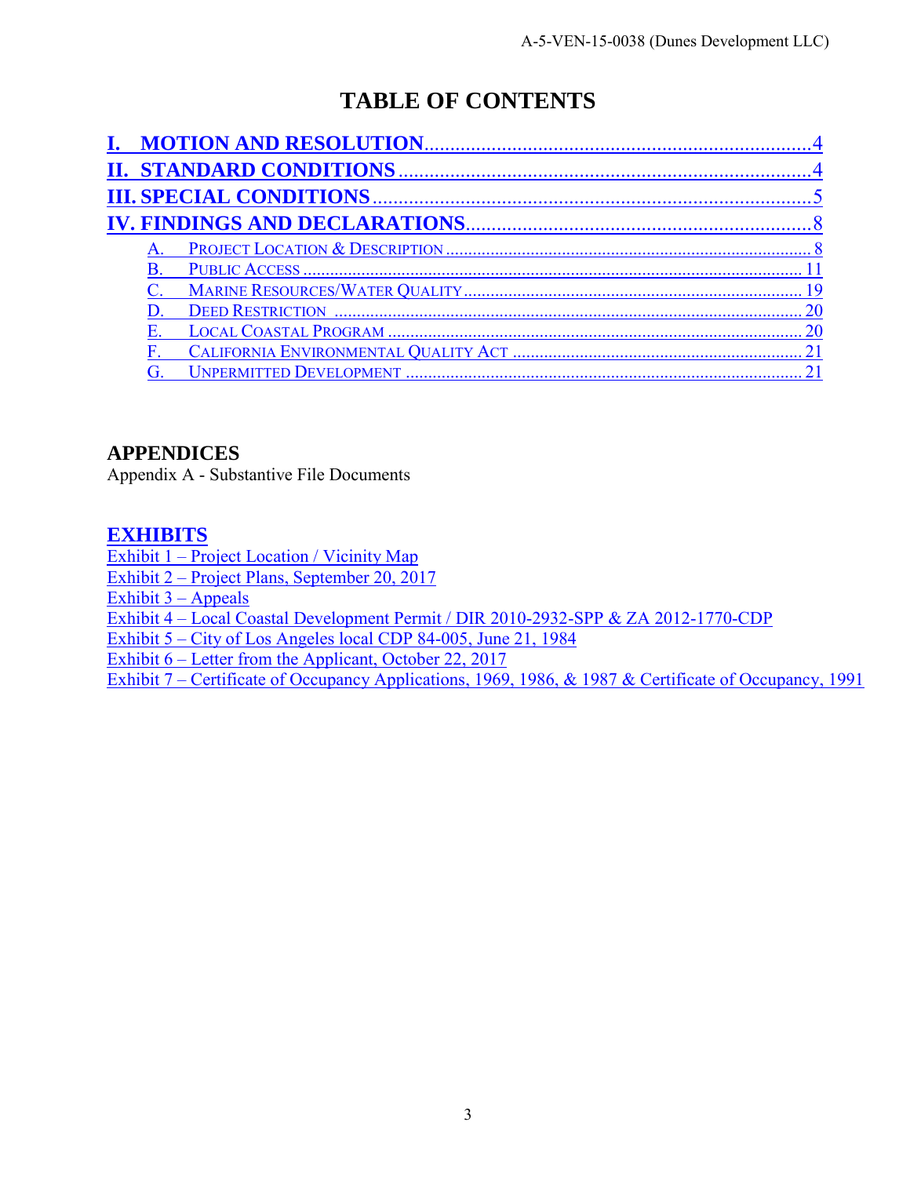# TABLE OF CONTENTS

**I. MOTION AND RESOLUTION** .......... 4
**II. STANDARD CONDITIONS** .......... 4
**III. SPECIAL CONDITIONS** .......... 5
**IV. FINDINGS AND DECLARATIONS** .......... 8

- A. PROJECT LOCATION & DESCRIPTION .......... 8
- B. PUBLIC ACCESS .......... 11
- C. MARINE RESOURCES/WATER QUALITY .......... 19
- D. DEED RESTRICTION .......... 20
- E. LOCAL COASTAL PROGRAM .......... 20
- F. CALIFORNIA ENVIRONMENTAL QUALITY ACT .......... 21
- G. UNPERMITTED DEVELOPMENT .......... 21

## APPENDICES

Appendix A - Substantive File Documents

## EXHIBITS

Exhibit 1 – Project Location / Vicinity Map
Exhibit 2 – Project Plans, September 20, 2017
Exhibit 3 – Appeals
Exhibit 4 – Local Coastal Development Permit / DIR 2010-2932-SPP & ZA 2012-1770-CDP
Exhibit 5 – City of Los Angeles local CDP 84-005, June 21, 1984
Exhibit 6 – Letter from the Applicant, October 22, 2017
Exhibit 7 – Certificate of Occupancy Applications, 1969, 1986, & 1987 & Certificate of Occupancy, 1991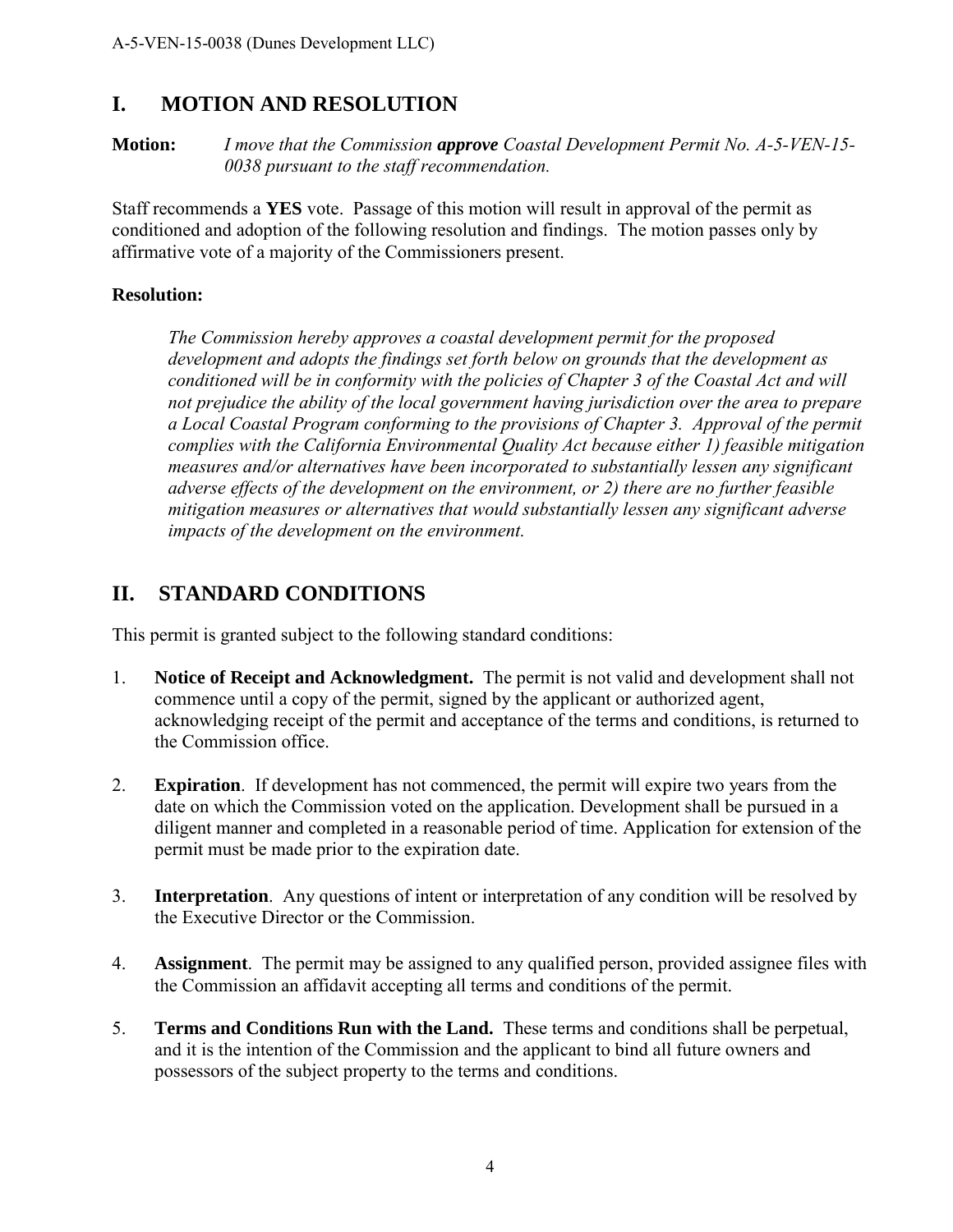## I. MOTION AND RESOLUTION

**Motion:** *I move that the Commission* ***approve*** *Coastal Development Permit No. A-5-VEN-15-0038 pursuant to the staff recommendation.*

Staff recommends a **YES** vote. Passage of this motion will result in approval of the permit as conditioned and adoption of the following resolution and findings. The motion passes only by affirmative vote of a majority of the Commissioners present.

**Resolution:**

*The Commission hereby approves a coastal development permit for the proposed development and adopts the findings set forth below on grounds that the development as conditioned will be in conformity with the policies of Chapter 3 of the Coastal Act and will not prejudice the ability of the local government having jurisdiction over the area to prepare a Local Coastal Program conforming to the provisions of Chapter 3. Approval of the permit complies with the California Environmental Quality Act because either 1) feasible mitigation measures and/or alternatives have been incorporated to substantially lessen any significant adverse effects of the development on the environment, or 2) there are no further feasible mitigation measures or alternatives that would substantially lessen any significant adverse impacts of the development on the environment.*

## II. STANDARD CONDITIONS

This permit is granted subject to the following standard conditions:

1. **Notice of Receipt and Acknowledgment.** The permit is not valid and development shall not commence until a copy of the permit, signed by the applicant or authorized agent, acknowledging receipt of the permit and acceptance of the terms and conditions, is returned to the Commission office.

2. **Expiration**. If development has not commenced, the permit will expire two years from the date on which the Commission voted on the application. Development shall be pursued in a diligent manner and completed in a reasonable period of time. Application for extension of the permit must be made prior to the expiration date.

3. **Interpretation**. Any questions of intent or interpretation of any condition will be resolved by the Executive Director or the Commission.

4. **Assignment**. The permit may be assigned to any qualified person, provided assignee files with the Commission an affidavit accepting all terms and conditions of the permit.

5. **Terms and Conditions Run with the Land.** These terms and conditions shall be perpetual, and it is the intention of the Commission and the applicant to bind all future owners and possessors of the subject property to the terms and conditions.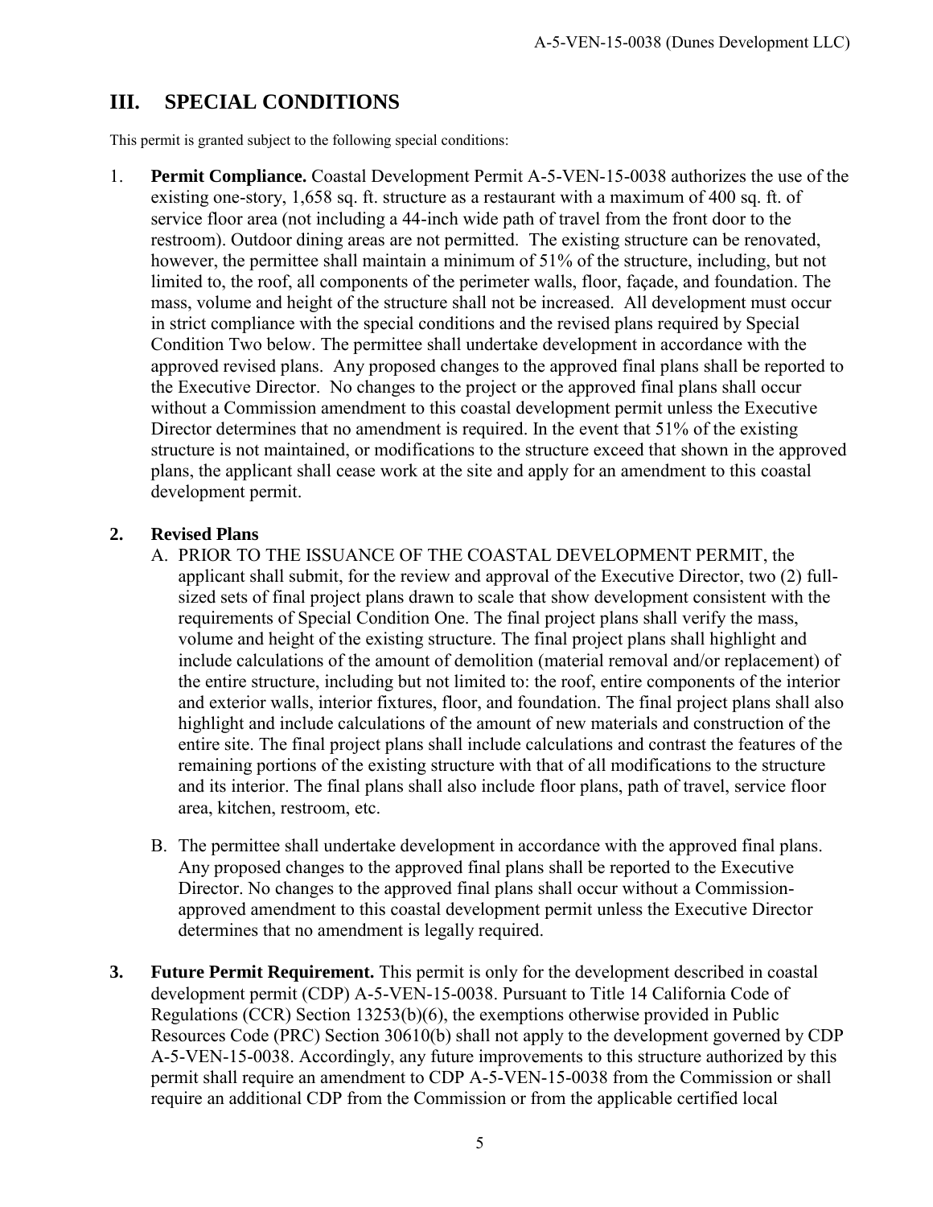## III. SPECIAL CONDITIONS

This permit is granted subject to the following special conditions:

1. **Permit Compliance.** Coastal Development Permit A-5-VEN-15-0038 authorizes the use of the existing one-story, 1,658 sq. ft. structure as a restaurant with a maximum of 400 sq. ft. of service floor area (not including a 44-inch wide path of travel from the front door to the restroom). Outdoor dining areas are not permitted. The existing structure can be renovated, however, the permittee shall maintain a minimum of 51% of the structure, including, but not limited to, the roof, all components of the perimeter walls, floor, façade, and foundation. The mass, volume and height of the structure shall not be increased. All development must occur in strict compliance with the special conditions and the revised plans required by Special Condition Two below. The permittee shall undertake development in accordance with the approved revised plans. Any proposed changes to the approved final plans shall be reported to the Executive Director. No changes to the project or the approved final plans shall occur without a Commission amendment to this coastal development permit unless the Executive Director determines that no amendment is required. In the event that 51% of the existing structure is not maintained, or modifications to the structure exceed that shown in the approved plans, the applicant shall cease work at the site and apply for an amendment to this coastal development permit.

2. **Revised Plans**

   A. PRIOR TO THE ISSUANCE OF THE COASTAL DEVELOPMENT PERMIT, the applicant shall submit, for the review and approval of the Executive Director, two (2) full-sized sets of final project plans drawn to scale that show development consistent with the requirements of Special Condition One. The final project plans shall verify the mass, volume and height of the existing structure. The final project plans shall highlight and include calculations of the amount of demolition (material removal and/or replacement) of the entire structure, including but not limited to: the roof, entire components of the interior and exterior walls, interior fixtures, floor, and foundation. The final project plans shall also highlight and include calculations of the amount of new materials and construction of the entire site. The final project plans shall include calculations and contrast the features of the remaining portions of the existing structure with that of all modifications to the structure and its interior. The final plans shall also include floor plans, path of travel, service floor area, kitchen, restroom, etc.

   B. The permittee shall undertake development in accordance with the approved final plans. Any proposed changes to the approved final plans shall be reported to the Executive Director. No changes to the approved final plans shall occur without a Commission-approved amendment to this coastal development permit unless the Executive Director determines that no amendment is legally required.

3. **Future Permit Requirement.** This permit is only for the development described in coastal development permit (CDP) A-5-VEN-15-0038. Pursuant to Title 14 California Code of Regulations (CCR) Section 13253(b)(6), the exemptions otherwise provided in Public Resources Code (PRC) Section 30610(b) shall not apply to the development governed by CDP A-5-VEN-15-0038. Accordingly, any future improvements to this structure authorized by this permit shall require an amendment to CDP A-5-VEN-15-0038 from the Commission or shall require an additional CDP from the Commission or from the applicable certified local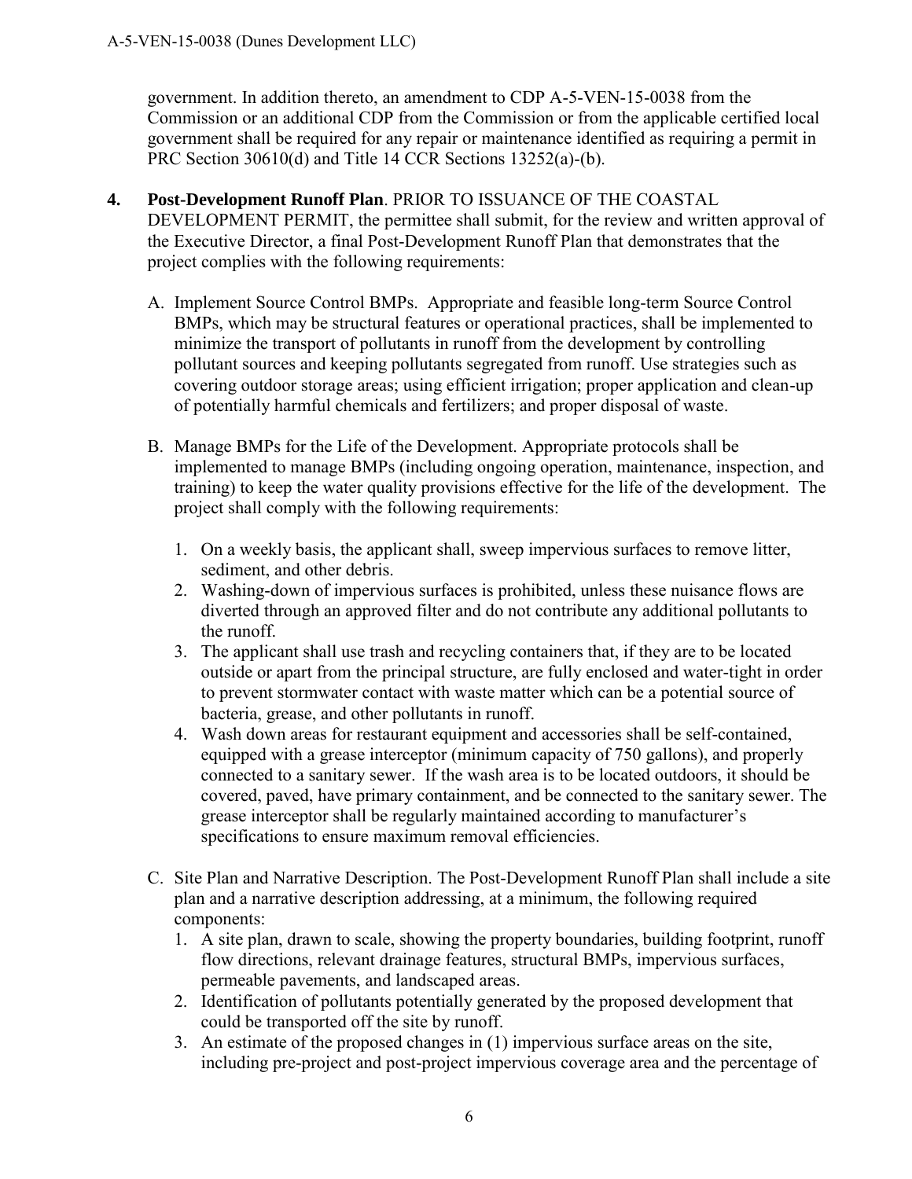government. In addition thereto, an amendment to CDP A-5-VEN-15-0038 from the Commission or an additional CDP from the Commission or from the applicable certified local government shall be required for any repair or maintenance identified as requiring a permit in PRC Section 30610(d) and Title 14 CCR Sections 13252(a)-(b).

**4. Post-Development Runoff Plan**. PRIOR TO ISSUANCE OF THE COASTAL DEVELOPMENT PERMIT, the permittee shall submit, for the review and written approval of the Executive Director, a final Post-Development Runoff Plan that demonstrates that the project complies with the following requirements:

A. Implement Source Control BMPs. Appropriate and feasible long-term Source Control BMPs, which may be structural features or operational practices, shall be implemented to minimize the transport of pollutants in runoff from the development by controlling pollutant sources and keeping pollutants segregated from runoff. Use strategies such as covering outdoor storage areas; using efficient irrigation; proper application and clean-up of potentially harmful chemicals and fertilizers; and proper disposal of waste.

B. Manage BMPs for the Life of the Development. Appropriate protocols shall be implemented to manage BMPs (including ongoing operation, maintenance, inspection, and training) to keep the water quality provisions effective for the life of the development. The project shall comply with the following requirements:

1. On a weekly basis, the applicant shall, sweep impervious surfaces to remove litter, sediment, and other debris.
2. Washing-down of impervious surfaces is prohibited, unless these nuisance flows are diverted through an approved filter and do not contribute any additional pollutants to the runoff.
3. The applicant shall use trash and recycling containers that, if they are to be located outside or apart from the principal structure, are fully enclosed and water-tight in order to prevent stormwater contact with waste matter which can be a potential source of bacteria, grease, and other pollutants in runoff.
4. Wash down areas for restaurant equipment and accessories shall be self-contained, equipped with a grease interceptor (minimum capacity of 750 gallons), and properly connected to a sanitary sewer. If the wash area is to be located outdoors, it should be covered, paved, have primary containment, and be connected to the sanitary sewer. The grease interceptor shall be regularly maintained according to manufacturer's specifications to ensure maximum removal efficiencies.

C. Site Plan and Narrative Description. The Post-Development Runoff Plan shall include a site plan and a narrative description addressing, at a minimum, the following required components:

1. A site plan, drawn to scale, showing the property boundaries, building footprint, runoff flow directions, relevant drainage features, structural BMPs, impervious surfaces, permeable pavements, and landscaped areas.
2. Identification of pollutants potentially generated by the proposed development that could be transported off the site by runoff.
3. An estimate of the proposed changes in (1) impervious surface areas on the site, including pre-project and post-project impervious coverage area and the percentage of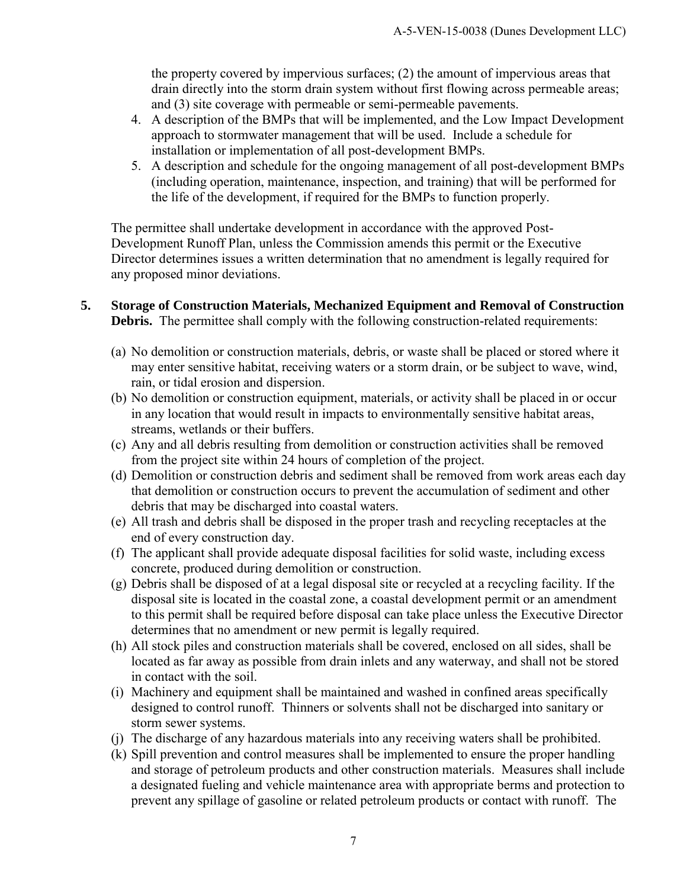the property covered by impervious surfaces; (2) the amount of impervious areas that drain directly into the storm drain system without first flowing across permeable areas; and (3) site coverage with permeable or semi-permeable pavements.

4. A description of the BMPs that will be implemented, and the Low Impact Development approach to stormwater management that will be used. Include a schedule for installation or implementation of all post-development BMPs.
5. A description and schedule for the ongoing management of all post-development BMPs (including operation, maintenance, inspection, and training) that will be performed for the life of the development, if required for the BMPs to function properly.

The permittee shall undertake development in accordance with the approved Post-Development Runoff Plan, unless the Commission amends this permit or the Executive Director determines issues a written determination that no amendment is legally required for any proposed minor deviations.

**5. Storage of Construction Materials, Mechanized Equipment and Removal of Construction Debris.** The permittee shall comply with the following construction-related requirements:

(a) No demolition or construction materials, debris, or waste shall be placed or stored where it may enter sensitive habitat, receiving waters or a storm drain, or be subject to wave, wind, rain, or tidal erosion and dispersion.

(b) No demolition or construction equipment, materials, or activity shall be placed in or occur in any location that would result in impacts to environmentally sensitive habitat areas, streams, wetlands or their buffers.

(c) Any and all debris resulting from demolition or construction activities shall be removed from the project site within 24 hours of completion of the project.

(d) Demolition or construction debris and sediment shall be removed from work areas each day that demolition or construction occurs to prevent the accumulation of sediment and other debris that may be discharged into coastal waters.

(e) All trash and debris shall be disposed in the proper trash and recycling receptacles at the end of every construction day.

(f) The applicant shall provide adequate disposal facilities for solid waste, including excess concrete, produced during demolition or construction.

(g) Debris shall be disposed of at a legal disposal site or recycled at a recycling facility. If the disposal site is located in the coastal zone, a coastal development permit or an amendment to this permit shall be required before disposal can take place unless the Executive Director determines that no amendment or new permit is legally required.

(h) All stock piles and construction materials shall be covered, enclosed on all sides, shall be located as far away as possible from drain inlets and any waterway, and shall not be stored in contact with the soil.

(i) Machinery and equipment shall be maintained and washed in confined areas specifically designed to control runoff. Thinners or solvents shall not be discharged into sanitary or storm sewer systems.

(j) The discharge of any hazardous materials into any receiving waters shall be prohibited.

(k) Spill prevention and control measures shall be implemented to ensure the proper handling and storage of petroleum products and other construction materials. Measures shall include a designated fueling and vehicle maintenance area with appropriate berms and protection to prevent any spillage of gasoline or related petroleum products or contact with runoff. The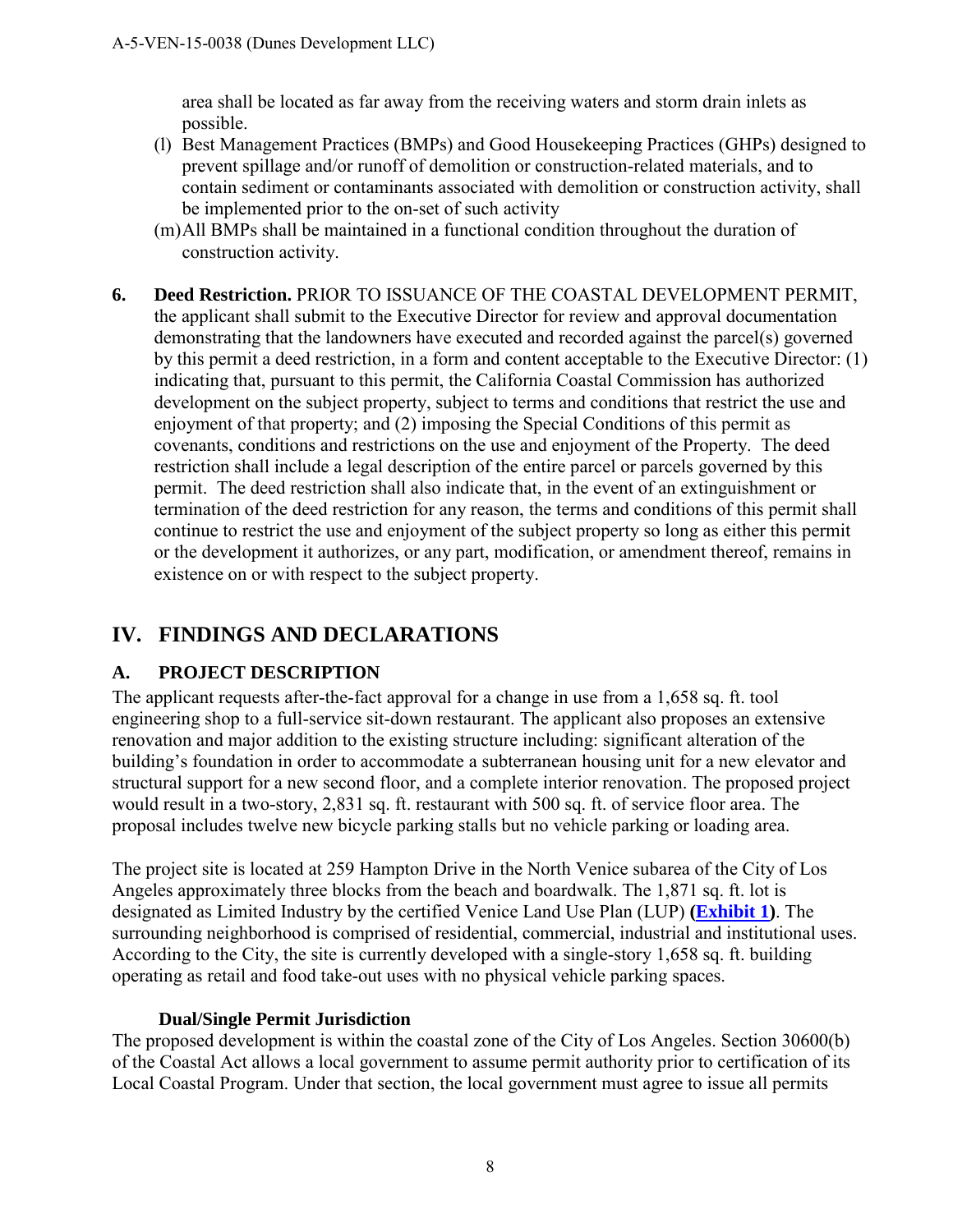area shall be located as far away from the receiving waters and storm drain inlets as possible.

(l) Best Management Practices (BMPs) and Good Housekeeping Practices (GHPs) designed to prevent spillage and/or runoff of demolition or construction-related materials, and to contain sediment or contaminants associated with demolition or construction activity, shall be implemented prior to the on-set of such activity

(m) All BMPs shall be maintained in a functional condition throughout the duration of construction activity.

**6. Deed Restriction.** PRIOR TO ISSUANCE OF THE COASTAL DEVELOPMENT PERMIT, the applicant shall submit to the Executive Director for review and approval documentation demonstrating that the landowners have executed and recorded against the parcel(s) governed by this permit a deed restriction, in a form and content acceptable to the Executive Director: (1) indicating that, pursuant to this permit, the California Coastal Commission has authorized development on the subject property, subject to terms and conditions that restrict the use and enjoyment of that property; and (2) imposing the Special Conditions of this permit as covenants, conditions and restrictions on the use and enjoyment of the Property. The deed restriction shall include a legal description of the entire parcel or parcels governed by this permit. The deed restriction shall also indicate that, in the event of an extinguishment or termination of the deed restriction for any reason, the terms and conditions of this permit shall continue to restrict the use and enjoyment of the subject property so long as either this permit or the development it authorizes, or any part, modification, or amendment thereof, remains in existence on or with respect to the subject property.

# IV. FINDINGS AND DECLARATIONS

## A. PROJECT DESCRIPTION

The applicant requests after-the-fact approval for a change in use from a 1,658 sq. ft. tool engineering shop to a full-service sit-down restaurant. The applicant also proposes an extensive renovation and major addition to the existing structure including: significant alteration of the building's foundation in order to accommodate a subterranean housing unit for a new elevator and structural support for a new second floor, and a complete interior renovation. The proposed project would result in a two-story, 2,831 sq. ft. restaurant with 500 sq. ft. of service floor area. The proposal includes twelve new bicycle parking stalls but no vehicle parking or loading area.

The project site is located at 259 Hampton Drive in the North Venice subarea of the City of Los Angeles approximately three blocks from the beach and boardwalk. The 1,871 sq. ft. lot is designated as Limited Industry by the certified Venice Land Use Plan (LUP) **(Exhibit 1)**. The surrounding neighborhood is comprised of residential, commercial, industrial and institutional uses. According to the City, the site is currently developed with a single-story 1,658 sq. ft. building operating as retail and food take-out uses with no physical vehicle parking spaces.

### Dual/Single Permit Jurisdiction

The proposed development is within the coastal zone of the City of Los Angeles. Section 30600(b) of the Coastal Act allows a local government to assume permit authority prior to certification of its Local Coastal Program. Under that section, the local government must agree to issue all permits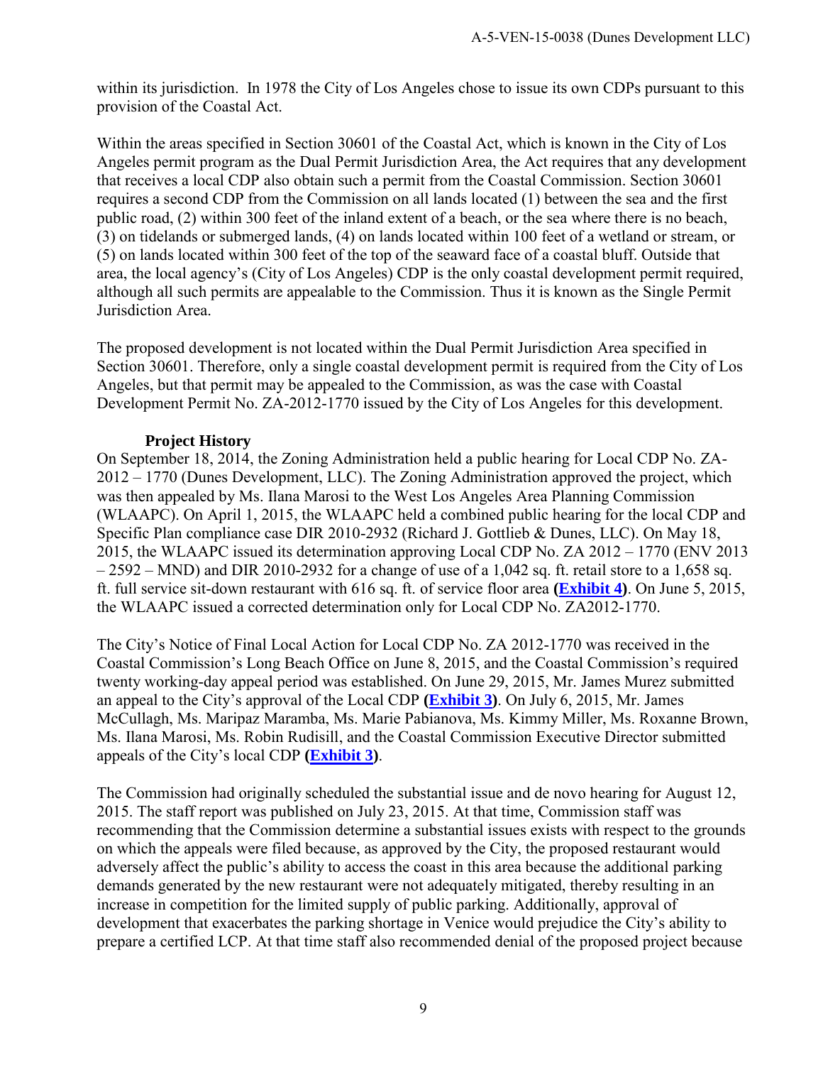within its jurisdiction. In 1978 the City of Los Angeles chose to issue its own CDPs pursuant to this provision of the Coastal Act.

Within the areas specified in Section 30601 of the Coastal Act, which is known in the City of Los Angeles permit program as the Dual Permit Jurisdiction Area, the Act requires that any development that receives a local CDP also obtain such a permit from the Coastal Commission. Section 30601 requires a second CDP from the Commission on all lands located (1) between the sea and the first public road, (2) within 300 feet of the inland extent of a beach, or the sea where there is no beach, (3) on tidelands or submerged lands, (4) on lands located within 100 feet of a wetland or stream, or (5) on lands located within 300 feet of the top of the seaward face of a coastal bluff. Outside that area, the local agency's (City of Los Angeles) CDP is the only coastal development permit required, although all such permits are appealable to the Commission. Thus it is known as the Single Permit Jurisdiction Area.

The proposed development is not located within the Dual Permit Jurisdiction Area specified in Section 30601. Therefore, only a single coastal development permit is required from the City of Los Angeles, but that permit may be appealed to the Commission, as was the case with Coastal Development Permit No. ZA-2012-1770 issued by the City of Los Angeles for this development.

**Project History**

On September 18, 2014, the Zoning Administration held a public hearing for Local CDP No. ZA-2012 – 1770 (Dunes Development, LLC). The Zoning Administration approved the project, which was then appealed by Ms. Ilana Marosi to the West Los Angeles Area Planning Commission (WLAAPC). On April 1, 2015, the WLAAPC held a combined public hearing for the local CDP and Specific Plan compliance case DIR 2010-2932 (Richard J. Gottlieb & Dunes, LLC). On May 18, 2015, the WLAAPC issued its determination approving Local CDP No. ZA 2012 – 1770 (ENV 2013 – 2592 – MND) and DIR 2010-2932 for a change of use of a 1,042 sq. ft. retail store to a 1,658 sq. ft. full service sit-down restaurant with 616 sq. ft. of service floor area **(Exhibit 4)**. On June 5, 2015, the WLAAPC issued a corrected determination only for Local CDP No. ZA2012-1770.

The City's Notice of Final Local Action for Local CDP No. ZA 2012-1770 was received in the Coastal Commission's Long Beach Office on June 8, 2015, and the Coastal Commission's required twenty working-day appeal period was established. On June 29, 2015, Mr. James Murez submitted an appeal to the City's approval of the Local CDP **(Exhibit 3)**. On July 6, 2015, Mr. James McCullagh, Ms. Maripaz Maramba, Ms. Marie Pabianova, Ms. Kimmy Miller, Ms. Roxanne Brown, Ms. Ilana Marosi, Ms. Robin Rudisill, and the Coastal Commission Executive Director submitted appeals of the City's local CDP **(Exhibit 3)**.

The Commission had originally scheduled the substantial issue and de novo hearing for August 12, 2015. The staff report was published on July 23, 2015. At that time, Commission staff was recommending that the Commission determine a substantial issues exists with respect to the grounds on which the appeals were filed because, as approved by the City, the proposed restaurant would adversely affect the public's ability to access the coast in this area because the additional parking demands generated by the new restaurant were not adequately mitigated, thereby resulting in an increase in competition for the limited supply of public parking. Additionally, approval of development that exacerbates the parking shortage in Venice would prejudice the City's ability to prepare a certified LCP. At that time staff also recommended denial of the proposed project because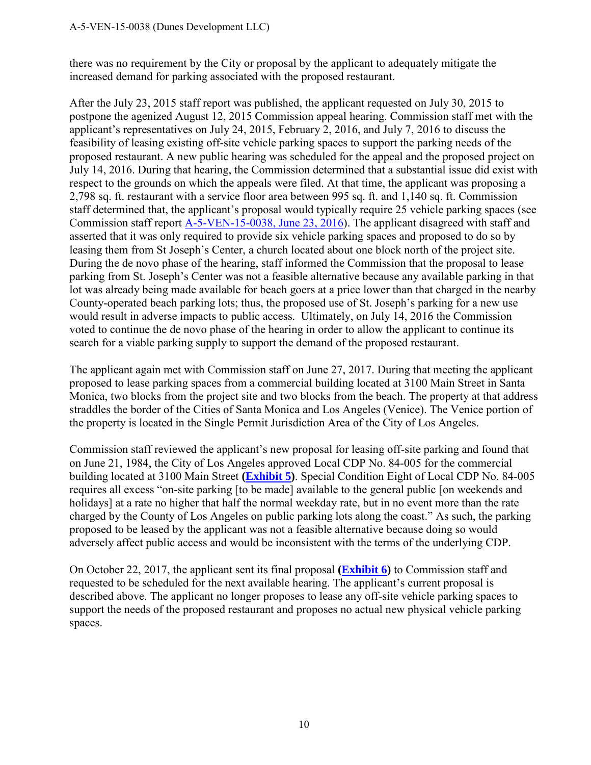there was no requirement by the City or proposal by the applicant to adequately mitigate the increased demand for parking associated with the proposed restaurant.

After the July 23, 2015 staff report was published, the applicant requested on July 30, 2015 to postpone the agenized August 12, 2015 Commission appeal hearing. Commission staff met with the applicant's representatives on July 24, 2015, February 2, 2016, and July 7, 2016 to discuss the feasibility of leasing existing off-site vehicle parking spaces to support the parking needs of the proposed restaurant. A new public hearing was scheduled for the appeal and the proposed project on July 14, 2016. During that hearing, the Commission determined that a substantial issue did exist with respect to the grounds on which the appeals were filed. At that time, the applicant was proposing a 2,798 sq. ft. restaurant with a service floor area between 995 sq. ft. and 1,140 sq. ft. Commission staff determined that, the applicant's proposal would typically require 25 vehicle parking spaces (see Commission staff report [A-5-VEN-15-0038, June 23, 2016](A-5-VEN-15-0038, June 23, 2016)). The applicant disagreed with staff and asserted that it was only required to provide six vehicle parking spaces and proposed to do so by leasing them from St Joseph's Center, a church located about one block north of the project site. During the de novo phase of the hearing, staff informed the Commission that the proposal to lease parking from St. Joseph's Center was not a feasible alternative because any available parking in that lot was already being made available for beach goers at a price lower than that charged in the nearby County-operated beach parking lots; thus, the proposed use of St. Joseph's parking for a new use would result in adverse impacts to public access. Ultimately, on July 14, 2016 the Commission voted to continue the de novo phase of the hearing in order to allow the applicant to continue its search for a viable parking supply to support the demand of the proposed restaurant.

The applicant again met with Commission staff on June 27, 2017. During that meeting the applicant proposed to lease parking spaces from a commercial building located at 3100 Main Street in Santa Monica, two blocks from the project site and two blocks from the beach. The property at that address straddles the border of the Cities of Santa Monica and Los Angeles (Venice). The Venice portion of the property is located in the Single Permit Jurisdiction Area of the City of Los Angeles.

Commission staff reviewed the applicant's new proposal for leasing off-site parking and found that on June 21, 1984, the City of Los Angeles approved Local CDP No. 84-005 for the commercial building located at 3100 Main Street **(Exhibit 5)**. Special Condition Eight of Local CDP No. 84-005 requires all excess "on-site parking [to be made] available to the general public [on weekends and holidays] at a rate no higher that half the normal weekday rate, but in no event more than the rate charged by the County of Los Angeles on public parking lots along the coast." As such, the parking proposed to be leased by the applicant was not a feasible alternative because doing so would adversely affect public access and would be inconsistent with the terms of the underlying CDP.

On October 22, 2017, the applicant sent its final proposal **(Exhibit 6)** to Commission staff and requested to be scheduled for the next available hearing. The applicant's current proposal is described above. The applicant no longer proposes to lease any off-site vehicle parking spaces to support the needs of the proposed restaurant and proposes no actual new physical vehicle parking spaces.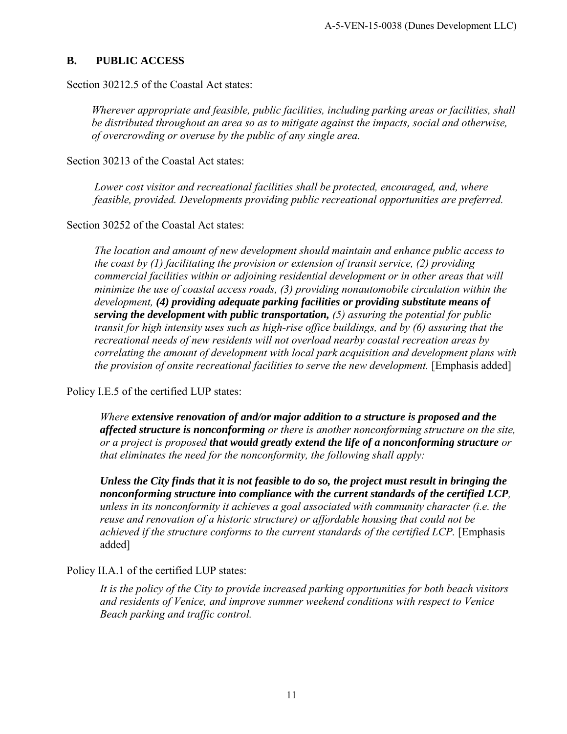## B. PUBLIC ACCESS

Section 30212.5 of the Coastal Act states:

> *Wherever appropriate and feasible, public facilities, including parking areas or facilities, shall be distributed throughout an area so as to mitigate against the impacts, social and otherwise, of overcrowding or overuse by the public of any single area.*

Section 30213 of the Coastal Act states:

> *Lower cost visitor and recreational facilities shall be protected, encouraged, and, where feasible, provided. Developments providing public recreational opportunities are preferred.*

Section 30252 of the Coastal Act states:

> *The location and amount of new development should maintain and enhance public access to the coast by (1) facilitating the provision or extension of transit service, (2) providing commercial facilities within or adjoining residential development or in other areas that will minimize the use of coastal access roads, (3) providing nonautomobile circulation within the development, **(4) providing adequate parking facilities or providing substitute means of serving the development with public transportation,** (5) assuring the potential for public transit for high intensity uses such as high-rise office buildings, and by (6) assuring that the recreational needs of new residents will not overload nearby coastal recreation areas by correlating the amount of development with local park acquisition and development plans with the provision of onsite recreational facilities to serve the new development.* [Emphasis added]

Policy I.E.5 of the certified LUP states:

> *Where **extensive renovation of and/or major addition to a structure is proposed and the affected structure is nonconforming** or there is another nonconforming structure on the site, or a project is proposed **that would greatly extend the life of a nonconforming structure** or that eliminates the need for the nonconformity, the following shall apply:*
>
> ***Unless the City finds that it is not feasible to do so, the project must result in bringing the nonconforming structure into compliance with the current standards of the certified LCP**, unless in its nonconformity it achieves a goal associated with community character (i.e. the reuse and renovation of a historic structure) or affordable housing that could not be achieved if the structure conforms to the current standards of the certified LCP.* [Emphasis added]

Policy II.A.1 of the certified LUP states:

> *It is the policy of the City to provide increased parking opportunities for both beach visitors and residents of Venice, and improve summer weekend conditions with respect to Venice Beach parking and traffic control.*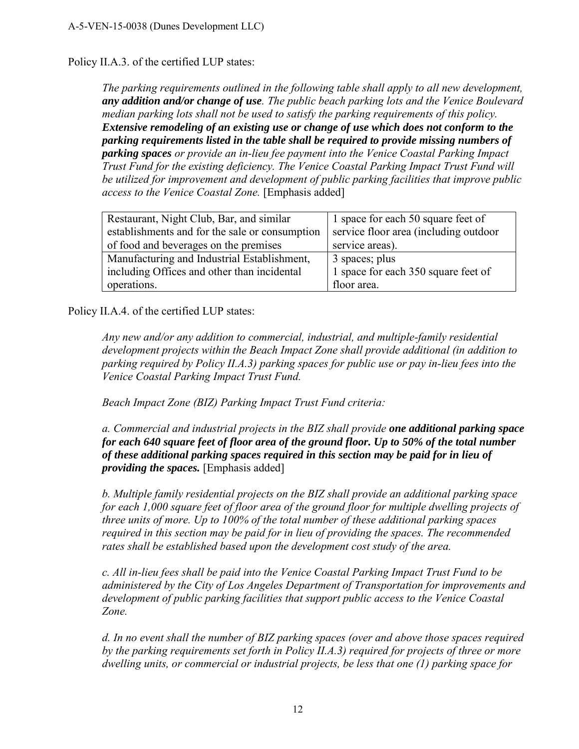Policy II.A.3. of the certified LUP states:

> *The parking requirements outlined in the following table shall apply to all new development, **any addition and/or change of use**. The public beach parking lots and the Venice Boulevard median parking lots shall not be used to satisfy the parking requirements of this policy. **Extensive remodeling of an existing use or change of use which does not conform to the parking requirements listed in the table shall be required to provide missing numbers of parking spaces** or provide an in-lieu fee payment into the Venice Coastal Parking Impact Trust Fund for the existing deficiency. The Venice Coastal Parking Impact Trust Fund will be utilized for improvement and development of public parking facilities that improve public access to the Venice Coastal Zone.* [Emphasis added]

| Restaurant, Night Club, Bar, and similar establishments and for the sale or consumption of food and beverages on the premises | 1 space for each 50 square feet of service floor area (including outdoor service areas). |
|---|---|
| Manufacturing and Industrial Establishment, including Offices and other than incidental operations. | 3 spaces; plus 1 space for each 350 square feet of floor area. |

Policy II.A.4. of the certified LUP states:

> *Any new and/or any addition to commercial, industrial, and multiple-family residential development projects within the Beach Impact Zone shall provide additional (in addition to parking required by Policy II.A.3) parking spaces for public use or pay in-lieu fees into the Venice Coastal Parking Impact Trust Fund.*
>
> *Beach Impact Zone (BIZ) Parking Impact Trust Fund criteria:*
>
> *a. Commercial and industrial projects in the BIZ shall provide **one additional parking space for each 640 square feet of floor area of the ground floor. Up to 50% of the total number of these additional parking spaces required in this section may be paid for in lieu of providing the spaces.*** [Emphasis added]
>
> *b. Multiple family residential projects on the BIZ shall provide an additional parking space for each 1,000 square feet of floor area of the ground floor for multiple dwelling projects of three units of more. Up to 100% of the total number of these additional parking spaces required in this section may be paid for in lieu of providing the spaces. The recommended rates shall be established based upon the development cost study of the area.*
>
> *c. All in-lieu fees shall be paid into the Venice Coastal Parking Impact Trust Fund to be administered by the City of Los Angeles Department of Transportation for improvements and development of public parking facilities that support public access to the Venice Coastal Zone.*
>
> *d. In no event shall the number of BIZ parking spaces (over and above those spaces required by the parking requirements set forth in Policy II.A.3) required for projects of three or more dwelling units, or commercial or industrial projects, be less that one (1) parking space for*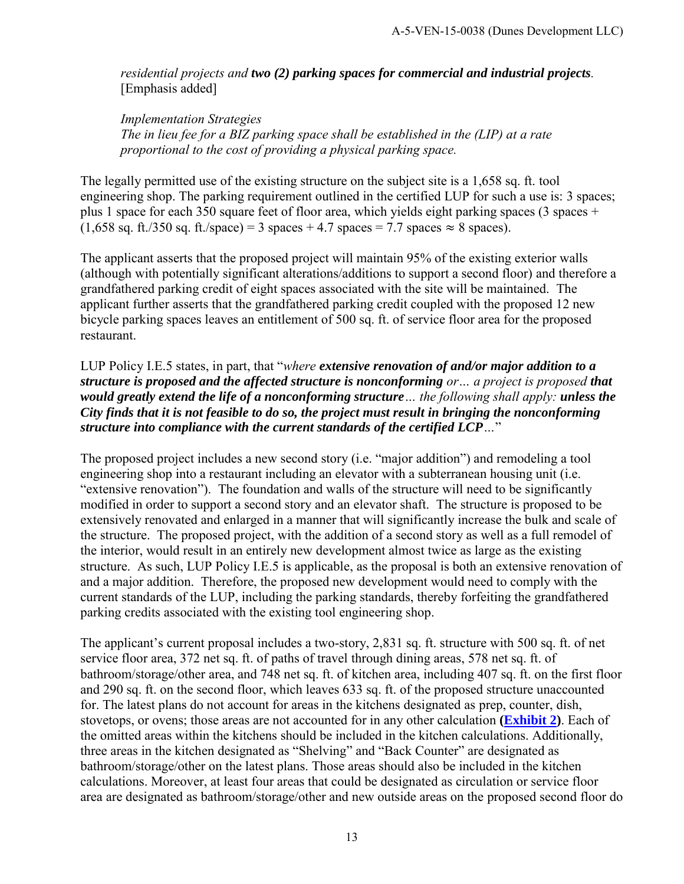*residential projects and* ***two (2) parking spaces for commercial and industrial projects****.* [Emphasis added]

*Implementation Strategies*
*The in lieu fee for a BIZ parking space shall be established in the (LIP) at a rate proportional to the cost of providing a physical parking space.*

The legally permitted use of the existing structure on the subject site is a 1,658 sq. ft. tool engineering shop. The parking requirement outlined in the certified LUP for such a use is: 3 spaces; plus 1 space for each 350 square feet of floor area, which yields eight parking spaces (3 spaces + (1,658 sq. ft./350 sq. ft./space) = 3 spaces + 4.7 spaces = 7.7 spaces ≈ 8 spaces).

The applicant asserts that the proposed project will maintain 95% of the existing exterior walls (although with potentially significant alterations/additions to support a second floor) and therefore a grandfathered parking credit of eight spaces associated with the site will be maintained. The applicant further asserts that the grandfathered parking credit coupled with the proposed 12 new bicycle parking spaces leaves an entitlement of 500 sq. ft. of service floor area for the proposed restaurant.

LUP Policy I.E.5 states, in part, that "*where* ***extensive renovation of and/or major addition to a structure is proposed and the affected structure is nonconforming*** *or… a project is proposed* ***that would greatly extend the life of a nonconforming structure****… the following shall apply:* ***unless the City finds that it is not feasible to do so, the project must result in bringing the nonconforming structure into compliance with the current standards of the certified LCP****…*"

The proposed project includes a new second story (i.e. "major addition") and remodeling a tool engineering shop into a restaurant including an elevator with a subterranean housing unit (i.e. "extensive renovation"). The foundation and walls of the structure will need to be significantly modified in order to support a second story and an elevator shaft. The structure is proposed to be extensively renovated and enlarged in a manner that will significantly increase the bulk and scale of the structure. The proposed project, with the addition of a second story as well as a full remodel of the interior, would result in an entirely new development almost twice as large as the existing structure. As such, LUP Policy I.E.5 is applicable, as the proposal is both an extensive renovation of and a major addition. Therefore, the proposed new development would need to comply with the current standards of the LUP, including the parking standards, thereby forfeiting the grandfathered parking credits associated with the existing tool engineering shop.

The applicant's current proposal includes a two-story, 2,831 sq. ft. structure with 500 sq. ft. of net service floor area, 372 net sq. ft. of paths of travel through dining areas, 578 net sq. ft. of bathroom/storage/other area, and 748 net sq. ft. of kitchen area, including 407 sq. ft. on the first floor and 290 sq. ft. on the second floor, which leaves 633 sq. ft. of the proposed structure unaccounted for. The latest plans do not account for areas in the kitchens designated as prep, counter, dish, stovetops, or ovens; those areas are not accounted for in any other calculation **(Exhibit 2)**. Each of the omitted areas within the kitchens should be included in the kitchen calculations. Additionally, three areas in the kitchen designated as "Shelving" and "Back Counter" are designated as bathroom/storage/other on the latest plans. Those areas should also be included in the kitchen calculations. Moreover, at least four areas that could be designated as circulation or service floor area are designated as bathroom/storage/other and new outside areas on the proposed second floor do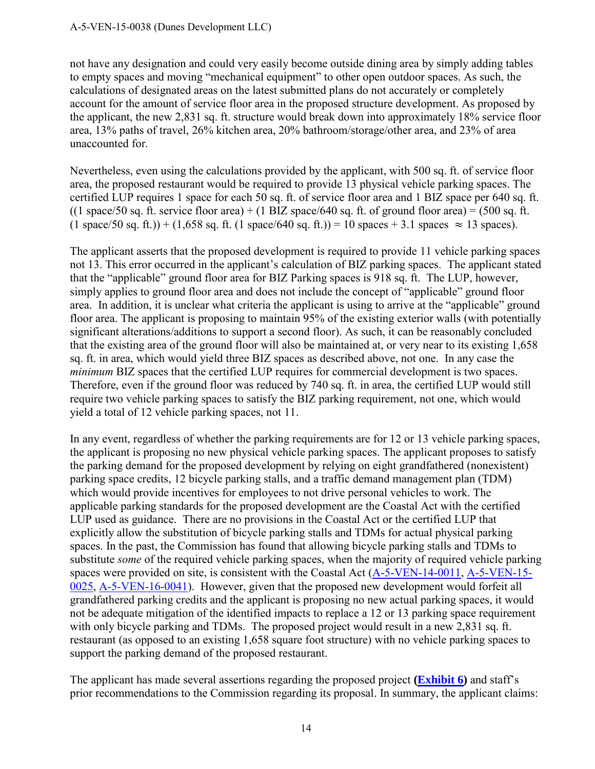not have any designation and could very easily become outside dining area by simply adding tables to empty spaces and moving "mechanical equipment" to other open outdoor spaces. As such, the calculations of designated areas on the latest submitted plans do not accurately or completely account for the amount of service floor area in the proposed structure development. As proposed by the applicant, the new 2,831 sq. ft. structure would break down into approximately 18% service floor area, 13% paths of travel, 26% kitchen area, 20% bathroom/storage/other area, and 23% of area unaccounted for.

Nevertheless, even using the calculations provided by the applicant, with 500 sq. ft. of service floor area, the proposed restaurant would be required to provide 13 physical vehicle parking spaces. The certified LUP requires 1 space for each 50 sq. ft. of service floor area and 1 BIZ space per 640 sq. ft. ((1 space/50 sq. ft. service floor area) + (1 BIZ space/640 sq. ft. of ground floor area) = (500 sq. ft. (1 space/50 sq. ft.)) + (1,658 sq. ft. (1 space/640 sq. ft.)) = 10 spaces + 3.1 spaces $\approx$ 13 spaces).

The applicant asserts that the proposed development is required to provide 11 vehicle parking spaces not 13. This error occurred in the applicant's calculation of BIZ parking spaces. The applicant stated that the "applicable" ground floor area for BIZ Parking spaces is 918 sq. ft. The LUP, however, simply applies to ground floor area and does not include the concept of "applicable" ground floor area. In addition, it is unclear what criteria the applicant is using to arrive at the "applicable" ground floor area. The applicant is proposing to maintain 95% of the existing exterior walls (with potentially significant alterations/additions to support a second floor). As such, it can be reasonably concluded that the existing area of the ground floor will also be maintained at, or very near to its existing 1,658 sq. ft. in area, which would yield three BIZ spaces as described above, not one. In any case the *minimum* BIZ spaces that the certified LUP requires for commercial development is two spaces. Therefore, even if the ground floor was reduced by 740 sq. ft. in area, the certified LUP would still require two vehicle parking spaces to satisfy the BIZ parking requirement, not one, which would yield a total of 12 vehicle parking spaces, not 11.

In any event, regardless of whether the parking requirements are for 12 or 13 vehicle parking spaces, the applicant is proposing no new physical vehicle parking spaces. The applicant proposes to satisfy the parking demand for the proposed development by relying on eight grandfathered (nonexistent) parking space credits, 12 bicycle parking stalls, and a traffic demand management plan (TDM) which would provide incentives for employees to not drive personal vehicles to work. The applicable parking standards for the proposed development are the Coastal Act with the certified LUP used as guidance. There are no provisions in the Coastal Act or the certified LUP that explicitly allow the substitution of bicycle parking stalls and TDMs for actual physical parking spaces. In the past, the Commission has found that allowing bicycle parking stalls and TDMs to substitute *some* of the required vehicle parking spaces, when the majority of required vehicle parking spaces were provided on site, is consistent with the Coastal Act (A-5-VEN-14-0011, A-5-VEN-15-0025, A-5-VEN-16-0041). However, given that the proposed new development would forfeit all grandfathered parking credits and the applicant is proposing no new actual parking spaces, it would not be adequate mitigation of the identified impacts to replace a 12 or 13 parking space requirement with only bicycle parking and TDMs. The proposed project would result in a new 2,831 sq. ft. restaurant (as opposed to an existing 1,658 square foot structure) with no vehicle parking spaces to support the parking demand of the proposed restaurant.

The applicant has made several assertions regarding the proposed project **(Exhibit 6)** and staff's prior recommendations to the Commission regarding its proposal. In summary, the applicant claims: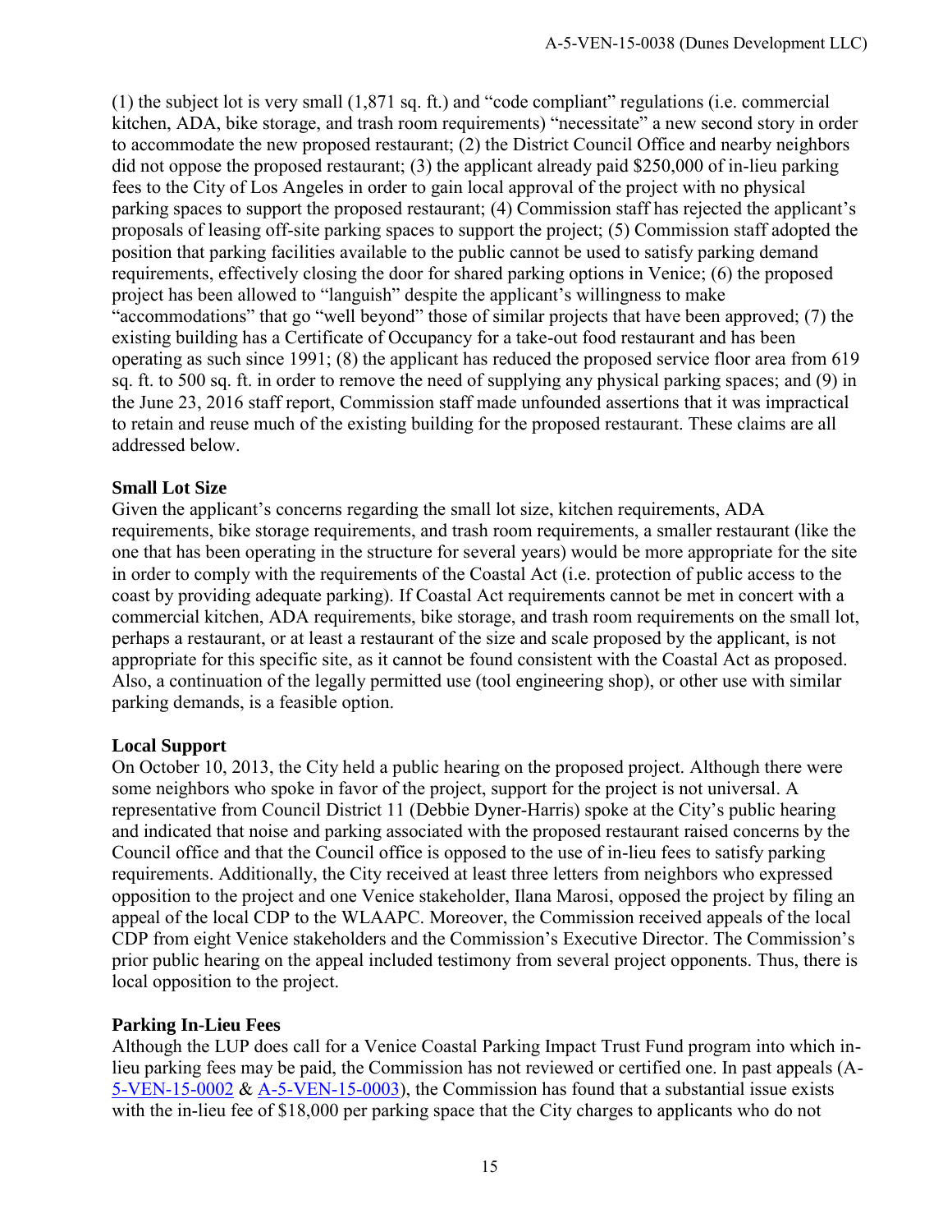(1) the subject lot is very small (1,871 sq. ft.) and "code compliant" regulations (i.e. commercial kitchen, ADA, bike storage, and trash room requirements) "necessitate" a new second story in order to accommodate the new proposed restaurant; (2) the District Council Office and nearby neighbors did not oppose the proposed restaurant; (3) the applicant already paid $250,000 of in-lieu parking fees to the City of Los Angeles in order to gain local approval of the project with no physical parking spaces to support the proposed restaurant; (4) Commission staff has rejected the applicant's proposals of leasing off-site parking spaces to support the project; (5) Commission staff adopted the position that parking facilities available to the public cannot be used to satisfy parking demand requirements, effectively closing the door for shared parking options in Venice; (6) the proposed project has been allowed to "languish" despite the applicant's willingness to make "accommodations" that go "well beyond" those of similar projects that have been approved; (7) the existing building has a Certificate of Occupancy for a take-out food restaurant and has been operating as such since 1991; (8) the applicant has reduced the proposed service floor area from 619 sq. ft. to 500 sq. ft. in order to remove the need of supplying any physical parking spaces; and (9) in the June 23, 2016 staff report, Commission staff made unfounded assertions that it was impractical to retain and reuse much of the existing building for the proposed restaurant. These claims are all addressed below.

**Small Lot Size**

Given the applicant's concerns regarding the small lot size, kitchen requirements, ADA requirements, bike storage requirements, and trash room requirements, a smaller restaurant (like the one that has been operating in the structure for several years) would be more appropriate for the site in order to comply with the requirements of the Coastal Act (i.e. protection of public access to the coast by providing adequate parking). If Coastal Act requirements cannot be met in concert with a commercial kitchen, ADA requirements, bike storage, and trash room requirements on the small lot, perhaps a restaurant, or at least a restaurant of the size and scale proposed by the applicant, is not appropriate for this specific site, as it cannot be found consistent with the Coastal Act as proposed. Also, a continuation of the legally permitted use (tool engineering shop), or other use with similar parking demands, is a feasible option.

**Local Support**

On October 10, 2013, the City held a public hearing on the proposed project. Although there were some neighbors who spoke in favor of the project, support for the project is not universal. A representative from Council District 11 (Debbie Dyner-Harris) spoke at the City's public hearing and indicated that noise and parking associated with the proposed restaurant raised concerns by the Council office and that the Council office is opposed to the use of in-lieu fees to satisfy parking requirements. Additionally, the City received at least three letters from neighbors who expressed opposition to the project and one Venice stakeholder, Ilana Marosi, opposed the project by filing an appeal of the local CDP to the WLAAPC. Moreover, the Commission received appeals of the local CDP from eight Venice stakeholders and the Commission's Executive Director. The Commission's prior public hearing on the appeal included testimony from several project opponents. Thus, there is local opposition to the project.

**Parking In-Lieu Fees**

Although the LUP does call for a Venice Coastal Parking Impact Trust Fund program into which in-lieu parking fees may be paid, the Commission has not reviewed or certified one. In past appeals (A-5-VEN-15-0002 & A-5-VEN-15-0003), the Commission has found that a substantial issue exists with the in-lieu fee of $18,000 per parking space that the City charges to applicants who do not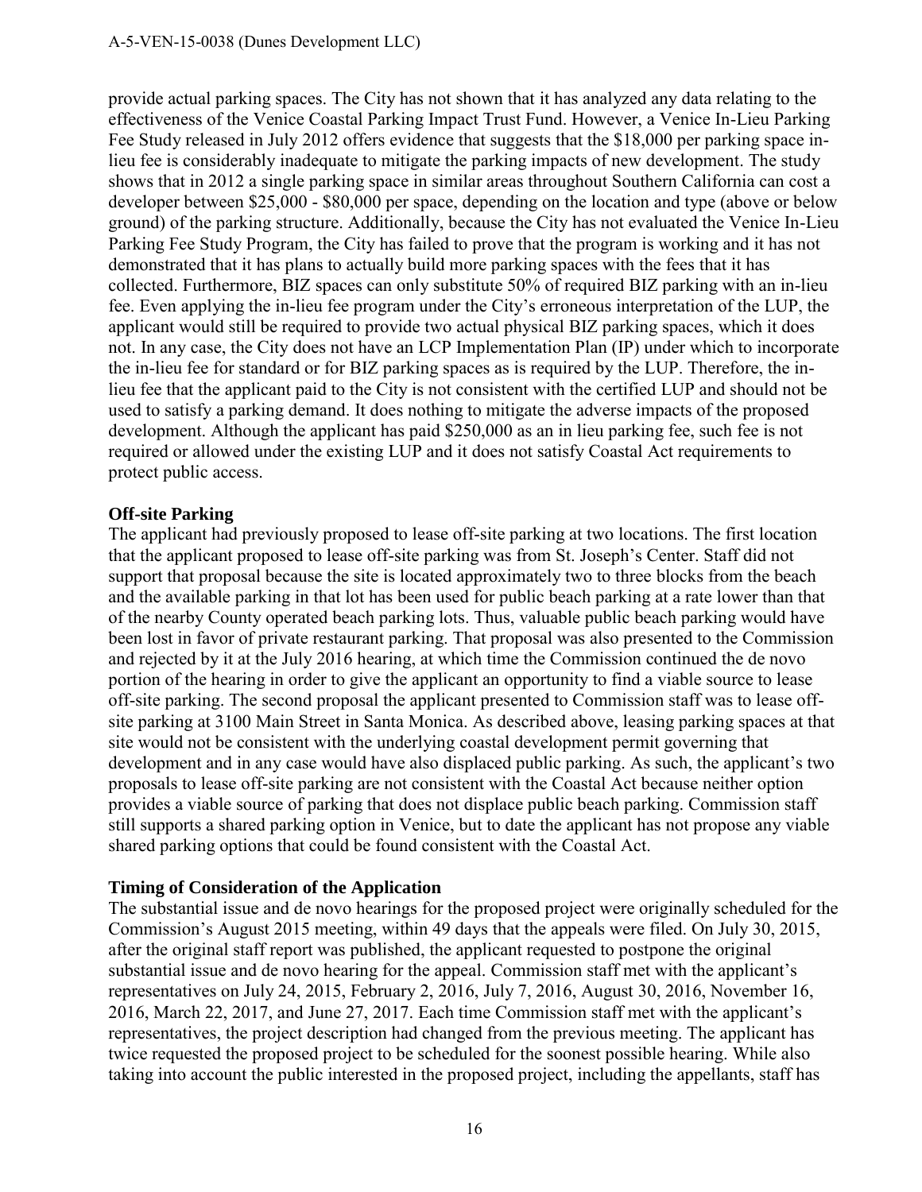provide actual parking spaces. The City has not shown that it has analyzed any data relating to the effectiveness of the Venice Coastal Parking Impact Trust Fund. However, a Venice In-Lieu Parking Fee Study released in July 2012 offers evidence that suggests that the $18,000 per parking space in-lieu fee is considerably inadequate to mitigate the parking impacts of new development. The study shows that in 2012 a single parking space in similar areas throughout Southern California can cost a developer between $25,000 - $80,000 per space, depending on the location and type (above or below ground) of the parking structure. Additionally, because the City has not evaluated the Venice In-Lieu Parking Fee Study Program, the City has failed to prove that the program is working and it has not demonstrated that it has plans to actually build more parking spaces with the fees that it has collected. Furthermore, BIZ spaces can only substitute 50% of required BIZ parking with an in-lieu fee. Even applying the in-lieu fee program under the City's erroneous interpretation of the LUP, the applicant would still be required to provide two actual physical BIZ parking spaces, which it does not. In any case, the City does not have an LCP Implementation Plan (IP) under which to incorporate the in-lieu fee for standard or for BIZ parking spaces as is required by the LUP. Therefore, the in-lieu fee that the applicant paid to the City is not consistent with the certified LUP and should not be used to satisfy a parking demand. It does nothing to mitigate the adverse impacts of the proposed development. Although the applicant has paid $250,000 as an in lieu parking fee, such fee is not required or allowed under the existing LUP and it does not satisfy Coastal Act requirements to protect public access.

**Off-site Parking**

The applicant had previously proposed to lease off-site parking at two locations. The first location that the applicant proposed to lease off-site parking was from St. Joseph's Center. Staff did not support that proposal because the site is located approximately two to three blocks from the beach and the available parking in that lot has been used for public beach parking at a rate lower than that of the nearby County operated beach parking lots. Thus, valuable public beach parking would have been lost in favor of private restaurant parking. That proposal was also presented to the Commission and rejected by it at the July 2016 hearing, at which time the Commission continued the de novo portion of the hearing in order to give the applicant an opportunity to find a viable source to lease off-site parking. The second proposal the applicant presented to Commission staff was to lease off-site parking at 3100 Main Street in Santa Monica. As described above, leasing parking spaces at that site would not be consistent with the underlying coastal development permit governing that development and in any case would have also displaced public parking. As such, the applicant's two proposals to lease off-site parking are not consistent with the Coastal Act because neither option provides a viable source of parking that does not displace public beach parking. Commission staff still supports a shared parking option in Venice, but to date the applicant has not propose any viable shared parking options that could be found consistent with the Coastal Act.

**Timing of Consideration of the Application**

The substantial issue and de novo hearings for the proposed project were originally scheduled for the Commission's August 2015 meeting, within 49 days that the appeals were filed. On July 30, 2015, after the original staff report was published, the applicant requested to postpone the original substantial issue and de novo hearing for the appeal. Commission staff met with the applicant's representatives on July 24, 2015, February 2, 2016, July 7, 2016, August 30, 2016, November 16, 2016, March 22, 2017, and June 27, 2017. Each time Commission staff met with the applicant's representatives, the project description had changed from the previous meeting. The applicant has twice requested the proposed project to be scheduled for the soonest possible hearing. While also taking into account the public interested in the proposed project, including the appellants, staff has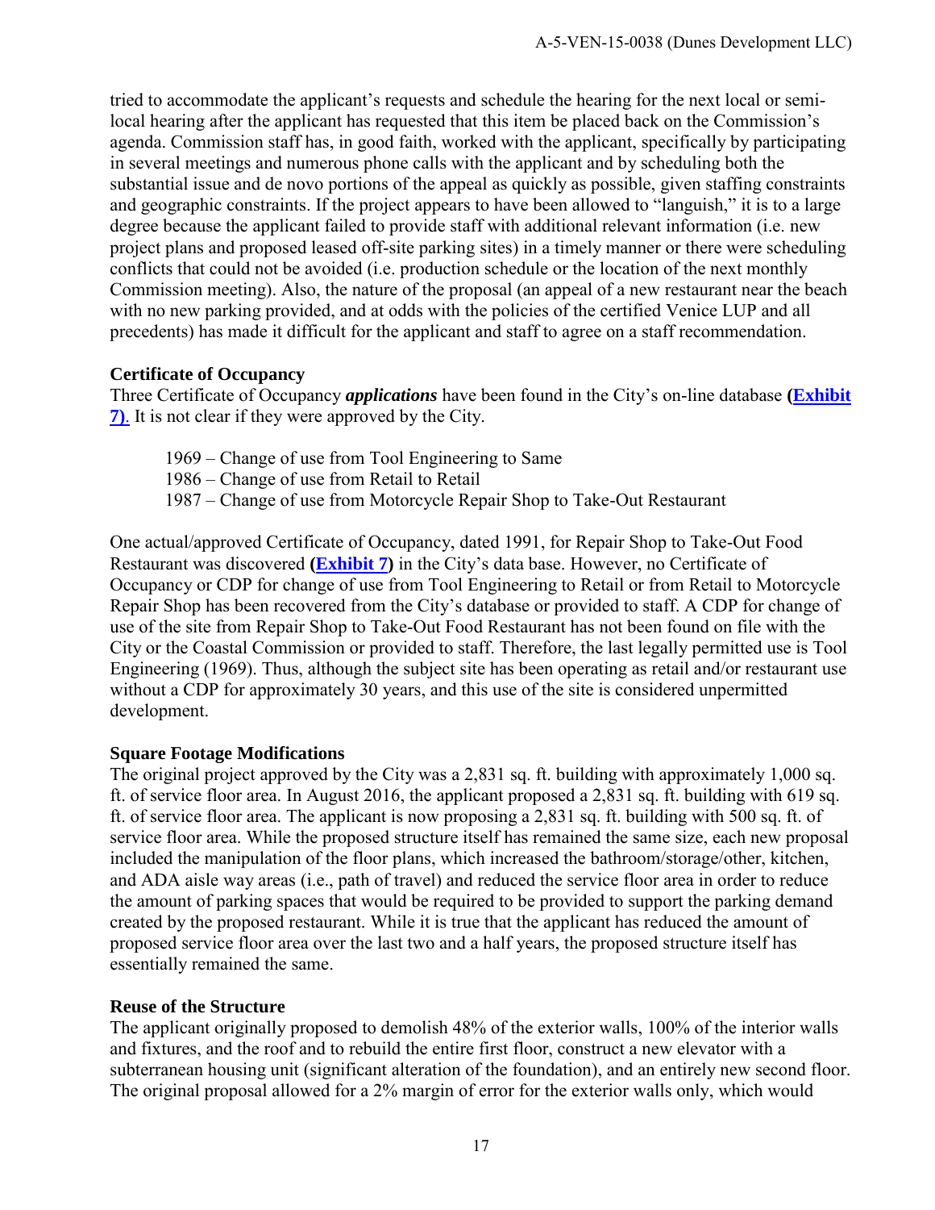tried to accommodate the applicant's requests and schedule the hearing for the next local or semi-local hearing after the applicant has requested that this item be placed back on the Commission's agenda. Commission staff has, in good faith, worked with the applicant, specifically by participating in several meetings and numerous phone calls with the applicant and by scheduling both the substantial issue and de novo portions of the appeal as quickly as possible, given staffing constraints and geographic constraints. If the project appears to have been allowed to "languish," it is to a large degree because the applicant failed to provide staff with additional relevant information (i.e. new project plans and proposed leased off-site parking sites) in a timely manner or there were scheduling conflicts that could not be avoided (i.e. production schedule or the location of the next monthly Commission meeting). Also, the nature of the proposal (an appeal of a new restaurant near the beach with no new parking provided, and at odds with the policies of the certified Venice LUP and all precedents) has made it difficult for the applicant and staff to agree on a staff recommendation.

**Certificate of Occupancy**

Three Certificate of Occupancy ***applications*** have been found in the City's on-line database **(Exhibit 7)**. It is not clear if they were approved by the City.

1969 – Change of use from Tool Engineering to Same
1986 – Change of use from Retail to Retail
1987 – Change of use from Motorcycle Repair Shop to Take-Out Restaurant

One actual/approved Certificate of Occupancy, dated 1991, for Repair Shop to Take-Out Food Restaurant was discovered **(Exhibit 7)** in the City's data base. However, no Certificate of Occupancy or CDP for change of use from Tool Engineering to Retail or from Retail to Motorcycle Repair Shop has been recovered from the City's database or provided to staff. A CDP for change of use of the site from Repair Shop to Take-Out Food Restaurant has not been found on file with the City or the Coastal Commission or provided to staff. Therefore, the last legally permitted use is Tool Engineering (1969). Thus, although the subject site has been operating as retail and/or restaurant use without a CDP for approximately 30 years, and this use of the site is considered unpermitted development.

**Square Footage Modifications**

The original project approved by the City was a 2,831 sq. ft. building with approximately 1,000 sq. ft. of service floor area. In August 2016, the applicant proposed a 2,831 sq. ft. building with 619 sq. ft. of service floor area. The applicant is now proposing a 2,831 sq. ft. building with 500 sq. ft. of service floor area. While the proposed structure itself has remained the same size, each new proposal included the manipulation of the floor plans, which increased the bathroom/storage/other, kitchen, and ADA aisle way areas (i.e., path of travel) and reduced the service floor area in order to reduce the amount of parking spaces that would be required to be provided to support the parking demand created by the proposed restaurant. While it is true that the applicant has reduced the amount of proposed service floor area over the last two and a half years, the proposed structure itself has essentially remained the same.

**Reuse of the Structure**

The applicant originally proposed to demolish 48% of the exterior walls, 100% of the interior walls and fixtures, and the roof and to rebuild the entire first floor, construct a new elevator with a subterranean housing unit (significant alteration of the foundation), and an entirely new second floor. The original proposal allowed for a 2% margin of error for the exterior walls only, which would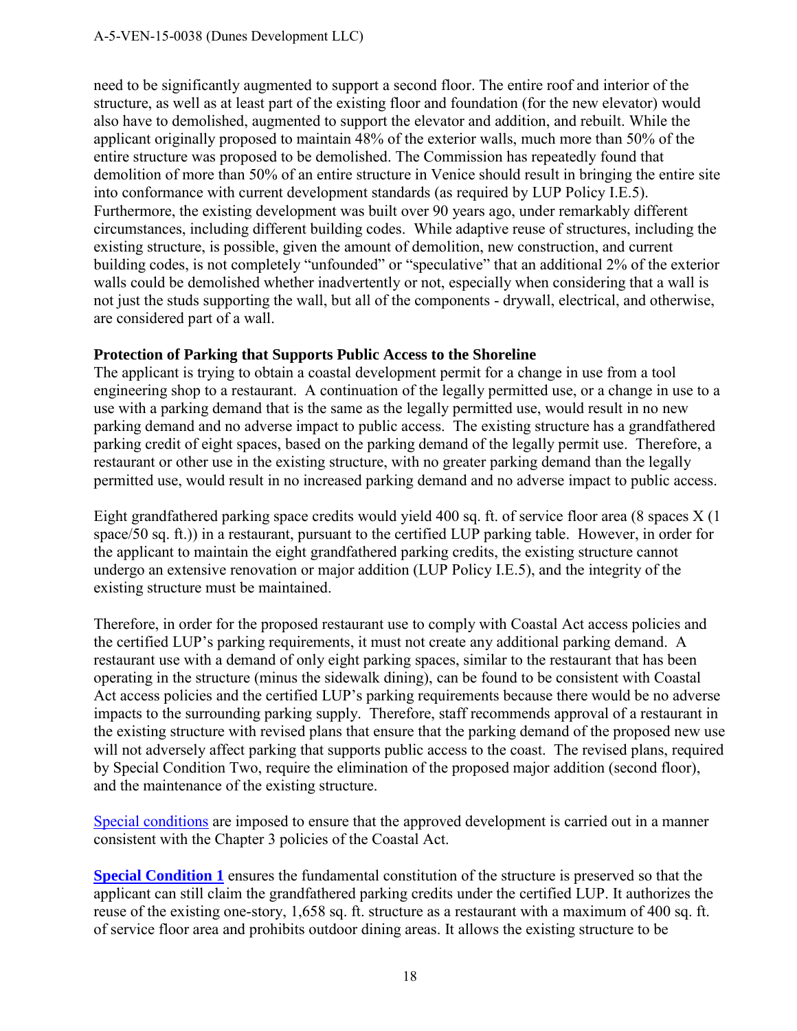need to be significantly augmented to support a second floor. The entire roof and interior of the structure, as well as at least part of the existing floor and foundation (for the new elevator) would also have to demolished, augmented to support the elevator and addition, and rebuilt. While the applicant originally proposed to maintain 48% of the exterior walls, much more than 50% of the entire structure was proposed to be demolished. The Commission has repeatedly found that demolition of more than 50% of an entire structure in Venice should result in bringing the entire site into conformance with current development standards (as required by LUP Policy I.E.5). Furthermore, the existing development was built over 90 years ago, under remarkably different circumstances, including different building codes. While adaptive reuse of structures, including the existing structure, is possible, given the amount of demolition, new construction, and current building codes, is not completely "unfounded" or "speculative" that an additional 2% of the exterior walls could be demolished whether inadvertently or not, especially when considering that a wall is not just the studs supporting the wall, but all of the components - drywall, electrical, and otherwise, are considered part of a wall.

**Protection of Parking that Supports Public Access to the Shoreline**

The applicant is trying to obtain a coastal development permit for a change in use from a tool engineering shop to a restaurant. A continuation of the legally permitted use, or a change in use to a use with a parking demand that is the same as the legally permitted use, would result in no new parking demand and no adverse impact to public access. The existing structure has a grandfathered parking credit of eight spaces, based on the parking demand of the legally permit use. Therefore, a restaurant or other use in the existing structure, with no greater parking demand than the legally permitted use, would result in no increased parking demand and no adverse impact to public access.

Eight grandfathered parking space credits would yield 400 sq. ft. of service floor area (8 spaces X (1 space/50 sq. ft.)) in a restaurant, pursuant to the certified LUP parking table. However, in order for the applicant to maintain the eight grandfathered parking credits, the existing structure cannot undergo an extensive renovation or major addition (LUP Policy I.E.5), and the integrity of the existing structure must be maintained.

Therefore, in order for the proposed restaurant use to comply with Coastal Act access policies and the certified LUP's parking requirements, it must not create any additional parking demand. A restaurant use with a demand of only eight parking spaces, similar to the restaurant that has been operating in the structure (minus the sidewalk dining), can be found to be consistent with Coastal Act access policies and the certified LUP's parking requirements because there would be no adverse impacts to the surrounding parking supply. Therefore, staff recommends approval of a restaurant in the existing structure with revised plans that ensure that the parking demand of the proposed new use will not adversely affect parking that supports public access to the coast. The revised plans, required by Special Condition Two, require the elimination of the proposed major addition (second floor), and the maintenance of the existing structure.

Special conditions are imposed to ensure that the approved development is carried out in a manner consistent with the Chapter 3 policies of the Coastal Act.

**Special Condition 1** ensures the fundamental constitution of the structure is preserved so that the applicant can still claim the grandfathered parking credits under the certified LUP. It authorizes the reuse of the existing one-story, 1,658 sq. ft. structure as a restaurant with a maximum of 400 sq. ft. of service floor area and prohibits outdoor dining areas. It allows the existing structure to be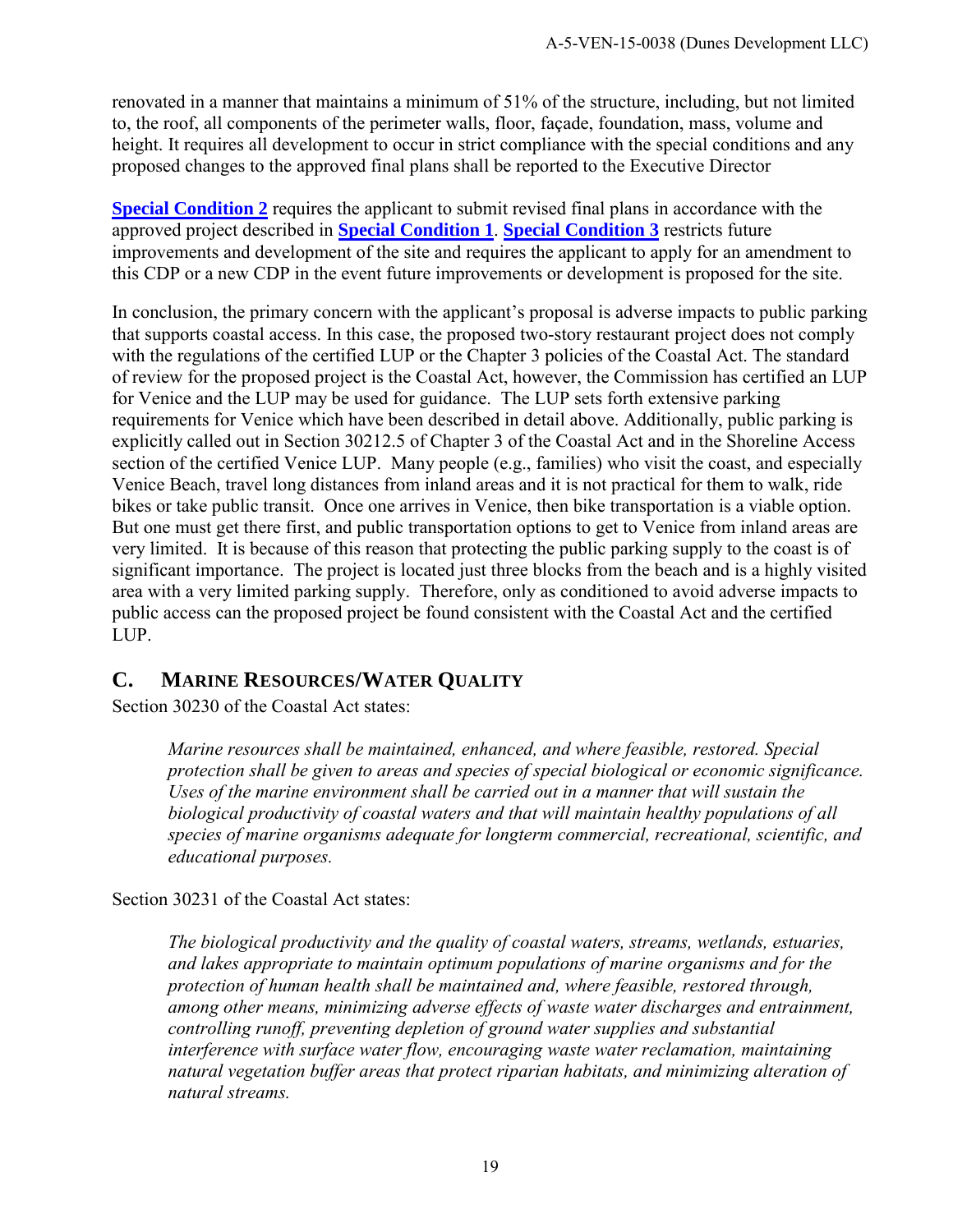renovated in a manner that maintains a minimum of 51% of the structure, including, but not limited to, the roof, all components of the perimeter walls, floor, façade, foundation, mass, volume and height. It requires all development to occur in strict compliance with the special conditions and any proposed changes to the approved final plans shall be reported to the Executive Director

**Special Condition 2** requires the applicant to submit revised final plans in accordance with the approved project described in **Special Condition 1**. **Special Condition 3** restricts future improvements and development of the site and requires the applicant to apply for an amendment to this CDP or a new CDP in the event future improvements or development is proposed for the site.

In conclusion, the primary concern with the applicant's proposal is adverse impacts to public parking that supports coastal access. In this case, the proposed two-story restaurant project does not comply with the regulations of the certified LUP or the Chapter 3 policies of the Coastal Act. The standard of review for the proposed project is the Coastal Act, however, the Commission has certified an LUP for Venice and the LUP may be used for guidance. The LUP sets forth extensive parking requirements for Venice which have been described in detail above. Additionally, public parking is explicitly called out in Section 30212.5 of Chapter 3 of the Coastal Act and in the Shoreline Access section of the certified Venice LUP. Many people (e.g., families) who visit the coast, and especially Venice Beach, travel long distances from inland areas and it is not practical for them to walk, ride bikes or take public transit. Once one arrives in Venice, then bike transportation is a viable option. But one must get there first, and public transportation options to get to Venice from inland areas are very limited. It is because of this reason that protecting the public parking supply to the coast is of significant importance. The project is located just three blocks from the beach and is a highly visited area with a very limited parking supply. Therefore, only as conditioned to avoid adverse impacts to public access can the proposed project be found consistent with the Coastal Act and the certified LUP.

## C. Marine Resources/Water Quality

Section 30230 of the Coastal Act states:

> *Marine resources shall be maintained, enhanced, and where feasible, restored. Special protection shall be given to areas and species of special biological or economic significance. Uses of the marine environment shall be carried out in a manner that will sustain the biological productivity of coastal waters and that will maintain healthy populations of all species of marine organisms adequate for longterm commercial, recreational, scientific, and educational purposes.*

Section 30231 of the Coastal Act states:

> *The biological productivity and the quality of coastal waters, streams, wetlands, estuaries, and lakes appropriate to maintain optimum populations of marine organisms and for the protection of human health shall be maintained and, where feasible, restored through, among other means, minimizing adverse effects of waste water discharges and entrainment, controlling runoff, preventing depletion of ground water supplies and substantial interference with surface water flow, encouraging waste water reclamation, maintaining natural vegetation buffer areas that protect riparian habitats, and minimizing alteration of natural streams.*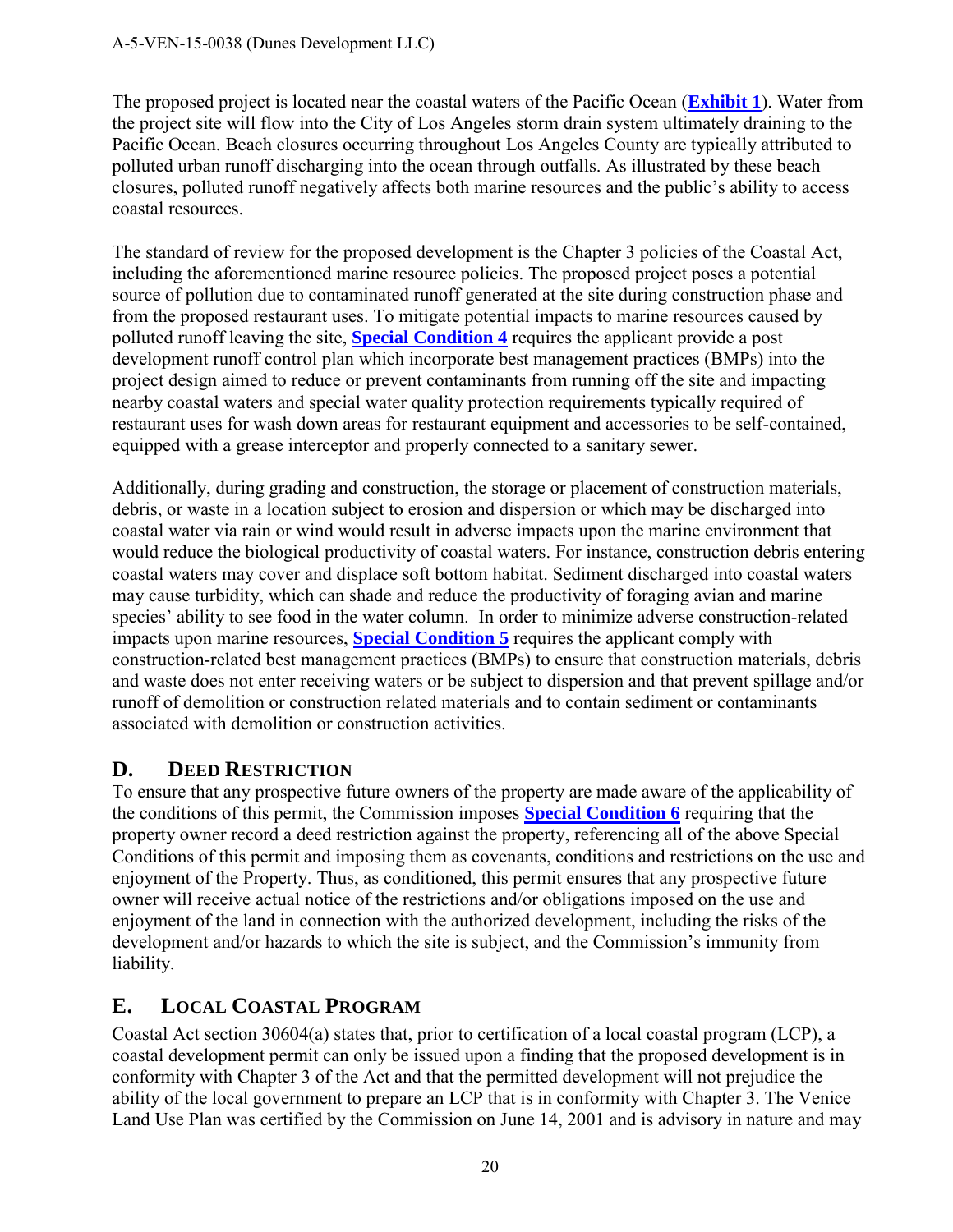The proposed project is located near the coastal waters of the Pacific Ocean (**Exhibit 1**). Water from the project site will flow into the City of Los Angeles storm drain system ultimately draining to the Pacific Ocean. Beach closures occurring throughout Los Angeles County are typically attributed to polluted urban runoff discharging into the ocean through outfalls. As illustrated by these beach closures, polluted runoff negatively affects both marine resources and the public's ability to access coastal resources.

The standard of review for the proposed development is the Chapter 3 policies of the Coastal Act, including the aforementioned marine resource policies. The proposed project poses a potential source of pollution due to contaminated runoff generated at the site during construction phase and from the proposed restaurant uses. To mitigate potential impacts to marine resources caused by polluted runoff leaving the site, **Special Condition 4** requires the applicant provide a post development runoff control plan which incorporate best management practices (BMPs) into the project design aimed to reduce or prevent contaminants from running off the site and impacting nearby coastal waters and special water quality protection requirements typically required of restaurant uses for wash down areas for restaurant equipment and accessories to be self-contained, equipped with a grease interceptor and properly connected to a sanitary sewer.

Additionally, during grading and construction, the storage or placement of construction materials, debris, or waste in a location subject to erosion and dispersion or which may be discharged into coastal water via rain or wind would result in adverse impacts upon the marine environment that would reduce the biological productivity of coastal waters. For instance, construction debris entering coastal waters may cover and displace soft bottom habitat. Sediment discharged into coastal waters may cause turbidity, which can shade and reduce the productivity of foraging avian and marine species' ability to see food in the water column. In order to minimize adverse construction-related impacts upon marine resources, **Special Condition 5** requires the applicant comply with construction-related best management practices (BMPs) to ensure that construction materials, debris and waste does not enter receiving waters or be subject to dispersion and that prevent spillage and/or runoff of demolition or construction related materials and to contain sediment or contaminants associated with demolition or construction activities.

## D. Deed Restriction

To ensure that any prospective future owners of the property are made aware of the applicability of the conditions of this permit, the Commission imposes **Special Condition 6** requiring that the property owner record a deed restriction against the property, referencing all of the above Special Conditions of this permit and imposing them as covenants, conditions and restrictions on the use and enjoyment of the Property. Thus, as conditioned, this permit ensures that any prospective future owner will receive actual notice of the restrictions and/or obligations imposed on the use and enjoyment of the land in connection with the authorized development, including the risks of the development and/or hazards to which the site is subject, and the Commission's immunity from liability.

## E. Local Coastal Program

Coastal Act section 30604(a) states that, prior to certification of a local coastal program (LCP), a coastal development permit can only be issued upon a finding that the proposed development is in conformity with Chapter 3 of the Act and that the permitted development will not prejudice the ability of the local government to prepare an LCP that is in conformity with Chapter 3. The Venice Land Use Plan was certified by the Commission on June 14, 2001 and is advisory in nature and may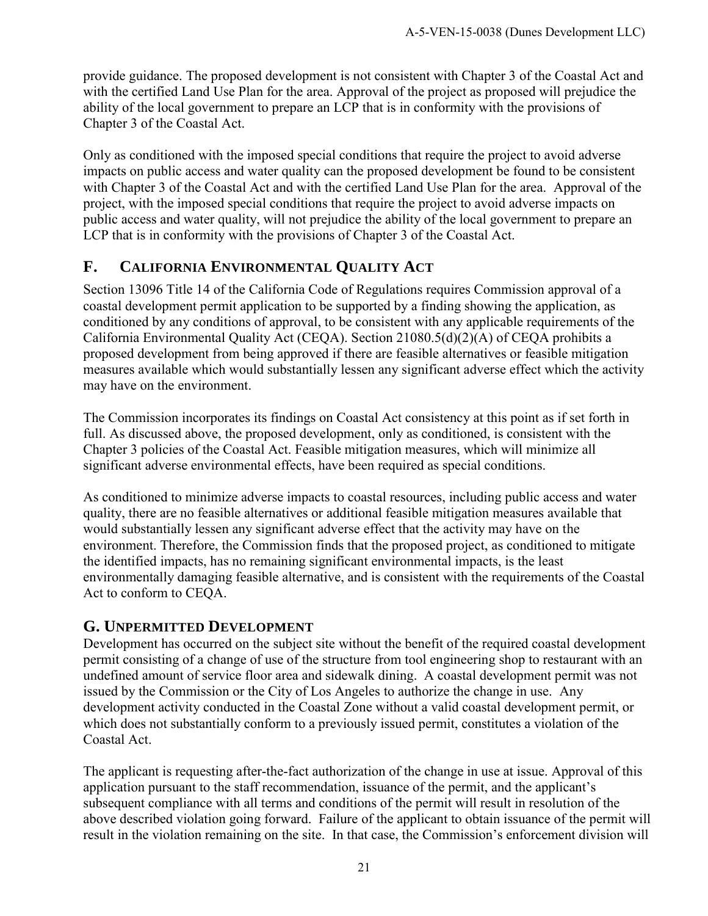provide guidance. The proposed development is not consistent with Chapter 3 of the Coastal Act and with the certified Land Use Plan for the area. Approval of the project as proposed will prejudice the ability of the local government to prepare an LCP that is in conformity with the provisions of Chapter 3 of the Coastal Act.

Only as conditioned with the imposed special conditions that require the project to avoid adverse impacts on public access and water quality can the proposed development be found to be consistent with Chapter 3 of the Coastal Act and with the certified Land Use Plan for the area. Approval of the project, with the imposed special conditions that require the project to avoid adverse impacts on public access and water quality, will not prejudice the ability of the local government to prepare an LCP that is in conformity with the provisions of Chapter 3 of the Coastal Act.

## F. CALIFORNIA ENVIRONMENTAL QUALITY ACT

Section 13096 Title 14 of the California Code of Regulations requires Commission approval of a coastal development permit application to be supported by a finding showing the application, as conditioned by any conditions of approval, to be consistent with any applicable requirements of the California Environmental Quality Act (CEQA). Section 21080.5(d)(2)(A) of CEQA prohibits a proposed development from being approved if there are feasible alternatives or feasible mitigation measures available which would substantially lessen any significant adverse effect which the activity may have on the environment.

The Commission incorporates its findings on Coastal Act consistency at this point as if set forth in full. As discussed above, the proposed development, only as conditioned, is consistent with the Chapter 3 policies of the Coastal Act. Feasible mitigation measures, which will minimize all significant adverse environmental effects, have been required as special conditions.

As conditioned to minimize adverse impacts to coastal resources, including public access and water quality, there are no feasible alternatives or additional feasible mitigation measures available that would substantially lessen any significant adverse effect that the activity may have on the environment. Therefore, the Commission finds that the proposed project, as conditioned to mitigate the identified impacts, has no remaining significant environmental impacts, is the least environmentally damaging feasible alternative, and is consistent with the requirements of the Coastal Act to conform to CEQA.

## G. UNPERMITTED DEVELOPMENT

Development has occurred on the subject site without the benefit of the required coastal development permit consisting of a change of use of the structure from tool engineering shop to restaurant with an undefined amount of service floor area and sidewalk dining. A coastal development permit was not issued by the Commission or the City of Los Angeles to authorize the change in use. Any development activity conducted in the Coastal Zone without a valid coastal development permit, or which does not substantially conform to a previously issued permit, constitutes a violation of the Coastal Act.

The applicant is requesting after-the-fact authorization of the change in use at issue. Approval of this application pursuant to the staff recommendation, issuance of the permit, and the applicant's subsequent compliance with all terms and conditions of the permit will result in resolution of the above described violation going forward. Failure of the applicant to obtain issuance of the permit will result in the violation remaining on the site. In that case, the Commission's enforcement division will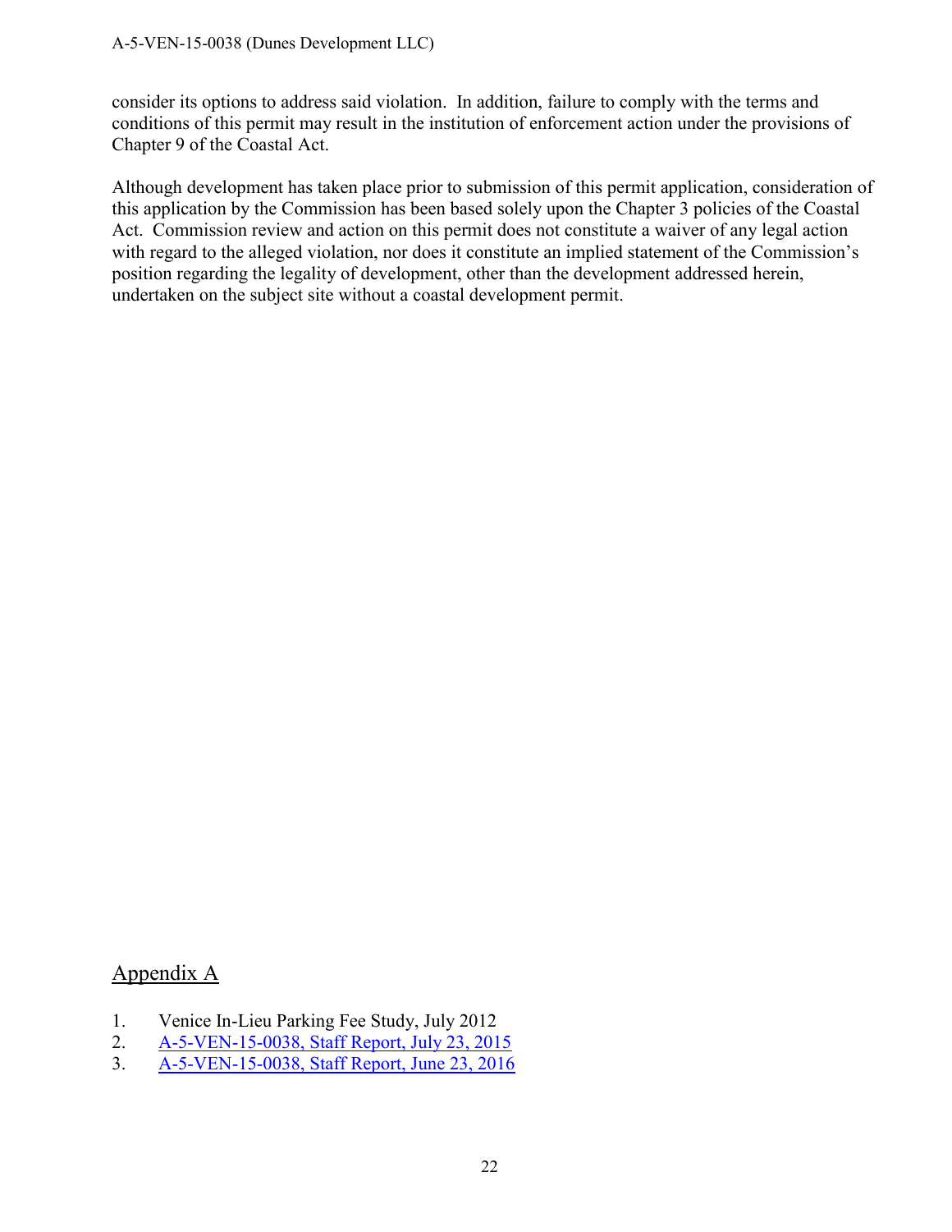consider its options to address said violation. In addition, failure to comply with the terms and conditions of this permit may result in the institution of enforcement action under the provisions of Chapter 9 of the Coastal Act.

Although development has taken place prior to submission of this permit application, consideration of this application by the Commission has been based solely upon the Chapter 3 policies of the Coastal Act. Commission review and action on this permit does not constitute a waiver of any legal action with regard to the alleged violation, nor does it constitute an implied statement of the Commission's position regarding the legality of development, other than the development addressed herein, undertaken on the subject site without a coastal development permit.

## Appendix A

1. Venice In-Lieu Parking Fee Study, July 2012
2. A-5-VEN-15-0038, Staff Report, July 23, 2015
3. A-5-VEN-15-0038, Staff Report, June 23, 2016